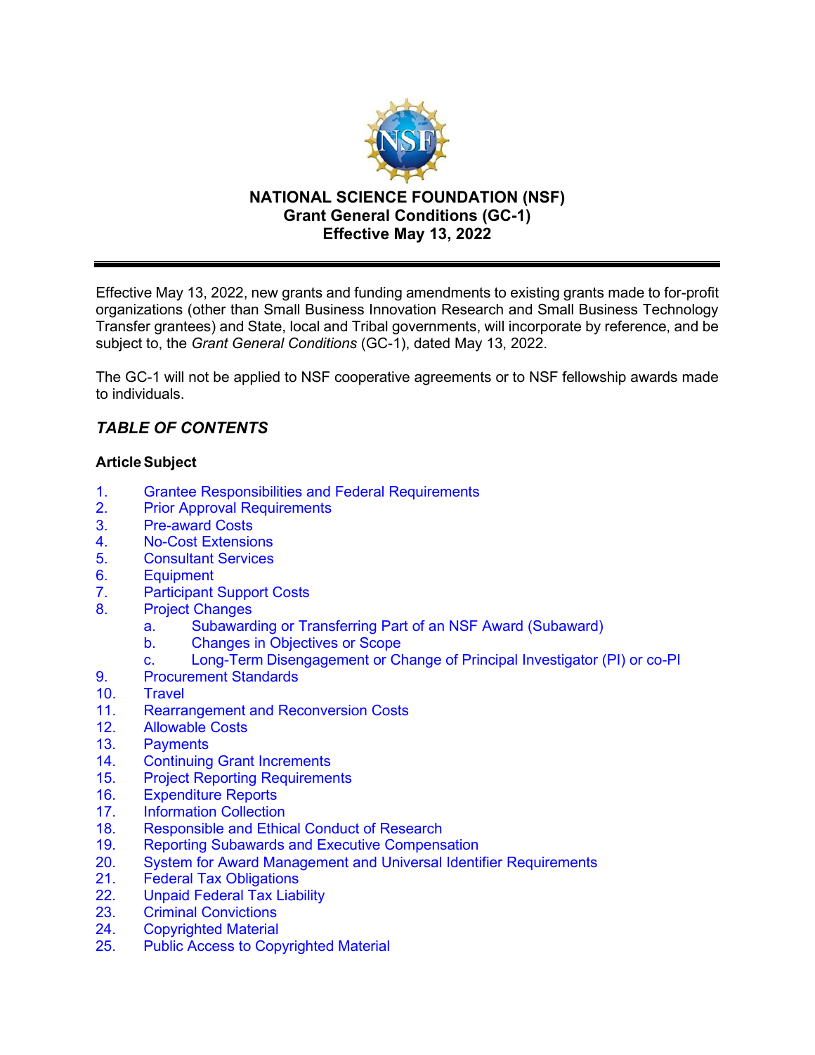# NATIONAL SCIENCE FOUNDATION (NSF)
## Grant General Conditions (GC-1)
## Effective May 13, 2022

---

Effective May 13, 2022, new grants and funding amendments to existing grants made to for-profit organizations (other than Small Business Innovation Research and Small Business Technology Transfer grantees) and State, local and Tribal governments, will incorporate by reference, and be subject to, the *Grant General Conditions* (GC-1), dated May 13, 2022.

The GC-1 will not be applied to NSF cooperative agreements or to NSF fellowship awards made to individuals.

## *TABLE OF CONTENTS*

**Article Subject**

1. Grantee Responsibilities and Federal Requirements
2. Prior Approval Requirements
3. Pre-award Costs
4. No-Cost Extensions
5. Consultant Services
6. Equipment
7. Participant Support Costs
8. Project Changes
   a. Subawarding or Transferring Part of an NSF Award (Subaward)
   b. Changes in Objectives or Scope
   c. Long-Term Disengagement or Change of Principal Investigator (PI) or co-PI
9. Procurement Standards
10. Travel
11. Rearrangement and Reconversion Costs
12. Allowable Costs
13. Payments
14. Continuing Grant Increments
15. Project Reporting Requirements
16. Expenditure Reports
17. Information Collection
18. Responsible and Ethical Conduct of Research
19. Reporting Subawards and Executive Compensation
20. System for Award Management and Universal Identifier Requirements
21. Federal Tax Obligations
22. Unpaid Federal Tax Liability
23. Criminal Convictions
24. Copyrighted Material
25. Public Access to Copyrighted Material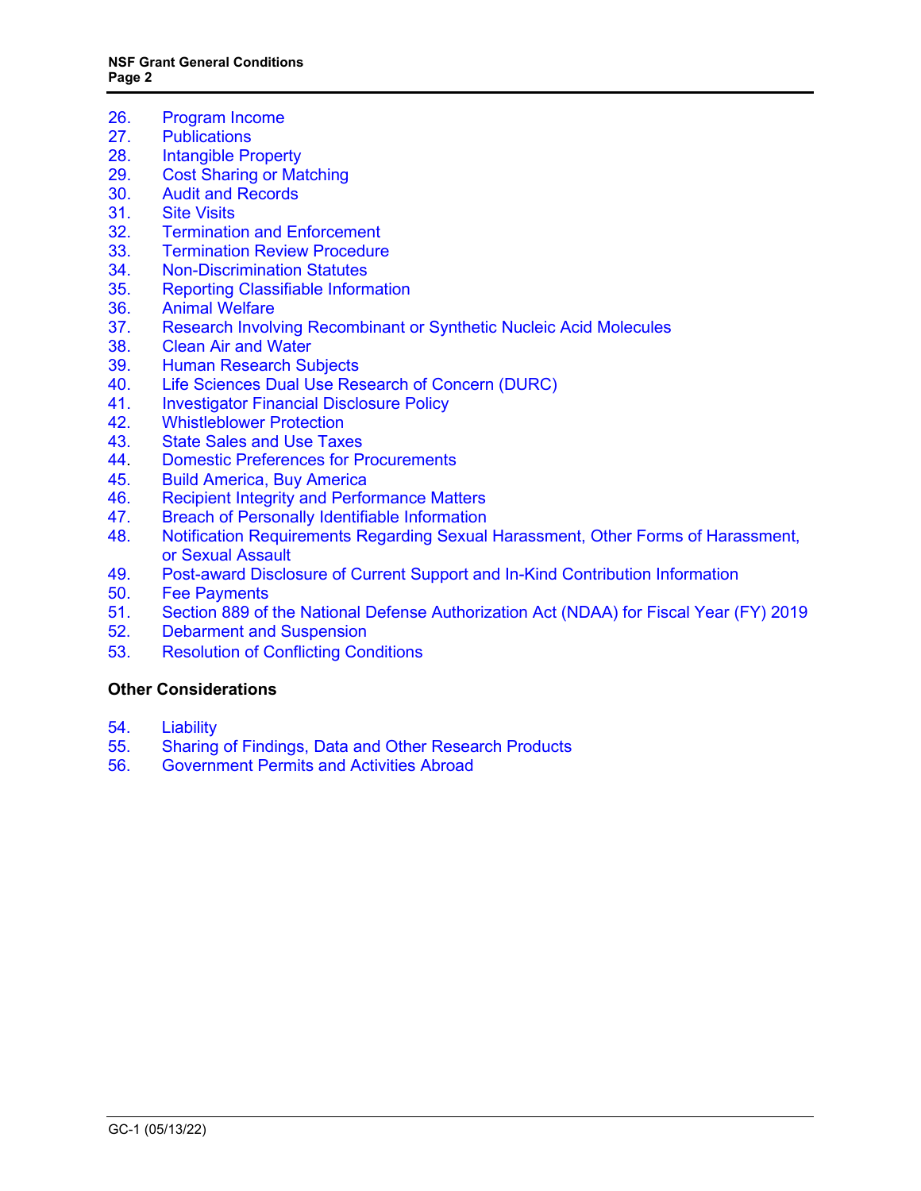26. Program Income
27. Publications
28. Intangible Property
29. Cost Sharing or Matching
30. Audit and Records
31. Site Visits
32. Termination and Enforcement
33. Termination Review Procedure
34. Non-Discrimination Statutes
35. Reporting Classifiable Information
36. Animal Welfare
37. Research Involving Recombinant or Synthetic Nucleic Acid Molecules
38. Clean Air and Water
39. Human Research Subjects
40. Life Sciences Dual Use Research of Concern (DURC)
41. Investigator Financial Disclosure Policy
42. Whistleblower Protection
43. State Sales and Use Taxes
44. Domestic Preferences for Procurements
45. Build America, Buy America
46. Recipient Integrity and Performance Matters
47. Breach of Personally Identifiable Information
48. Notification Requirements Regarding Sexual Harassment, Other Forms of Harassment, or Sexual Assault
49. Post-award Disclosure of Current Support and In-Kind Contribution Information
50. Fee Payments
51. Section 889 of the National Defense Authorization Act (NDAA) for Fiscal Year (FY) 2019
52. Debarment and Suspension
53. Resolution of Conflicting Conditions

**Other Considerations**

54. Liability
55. Sharing of Findings, Data and Other Research Products
56. Government Permits and Activities Abroad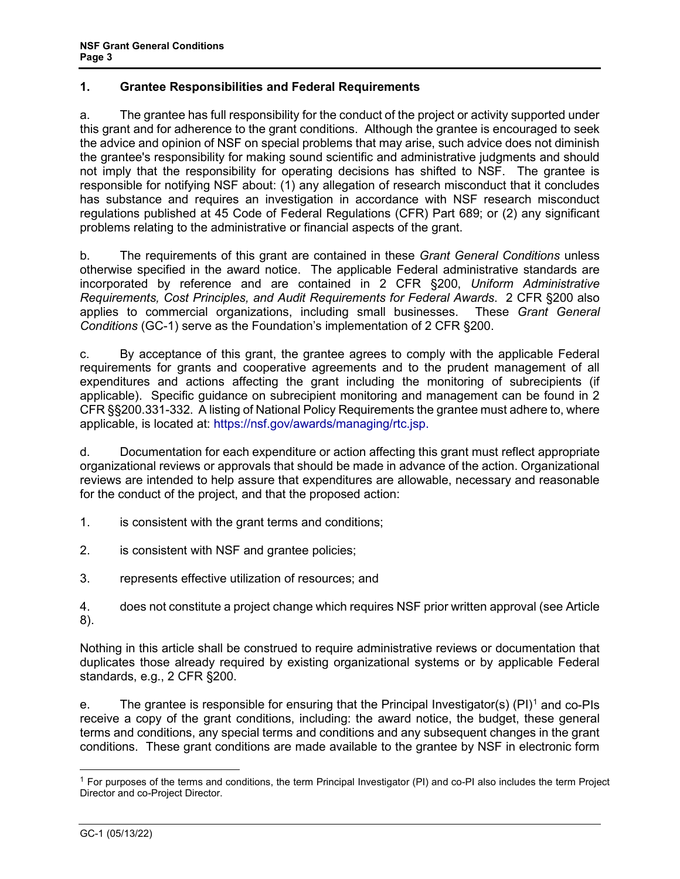## 1. Grantee Responsibilities and Federal Requirements

a. The grantee has full responsibility for the conduct of the project or activity supported under this grant and for adherence to the grant conditions. Although the grantee is encouraged to seek the advice and opinion of NSF on special problems that may arise, such advice does not diminish the grantee's responsibility for making sound scientific and administrative judgments and should not imply that the responsibility for operating decisions has shifted to NSF. The grantee is responsible for notifying NSF about: (1) any allegation of research misconduct that it concludes has substance and requires an investigation in accordance with NSF research misconduct regulations published at 45 Code of Federal Regulations (CFR) Part 689; or (2) any significant problems relating to the administrative or financial aspects of the grant.

b. The requirements of this grant are contained in these *Grant General Conditions* unless otherwise specified in the award notice. The applicable Federal administrative standards are incorporated by reference and are contained in 2 CFR §200, *Uniform Administrative Requirements, Cost Principles, and Audit Requirements for Federal Awards*. 2 CFR §200 also applies to commercial organizations, including small businesses. These *Grant General Conditions* (GC-1) serve as the Foundation's implementation of 2 CFR §200.

c. By acceptance of this grant, the grantee agrees to comply with the applicable Federal requirements for grants and cooperative agreements and to the prudent management of all expenditures and actions affecting the grant including the monitoring of subrecipients (if applicable). Specific guidance on subrecipient monitoring and management can be found in 2 CFR §§200.331-332. A listing of National Policy Requirements the grantee must adhere to, where applicable, is located at: https://nsf.gov/awards/managing/rtc.jsp.

d. Documentation for each expenditure or action affecting this grant must reflect appropriate organizational reviews or approvals that should be made in advance of the action. Organizational reviews are intended to help assure that expenditures are allowable, necessary and reasonable for the conduct of the project, and that the proposed action:

1. is consistent with the grant terms and conditions;
2. is consistent with NSF and grantee policies;
3. represents effective utilization of resources; and
4. does not constitute a project change which requires NSF prior written approval (see Article 8).

Nothing in this article shall be construed to require administrative reviews or documentation that duplicates those already required by existing organizational systems or by applicable Federal standards, e.g., 2 CFR §200.

e. The grantee is responsible for ensuring that the Principal Investigator(s) (PI)[1] and co-PIs receive a copy of the grant conditions, including: the award notice, the budget, these general terms and conditions, any special terms and conditions and any subsequent changes in the grant conditions. These grant conditions are made available to the grantee by NSF in electronic form

[1] For purposes of the terms and conditions, the term Principal Investigator (PI) and co-PI also includes the term Project Director and co-Project Director.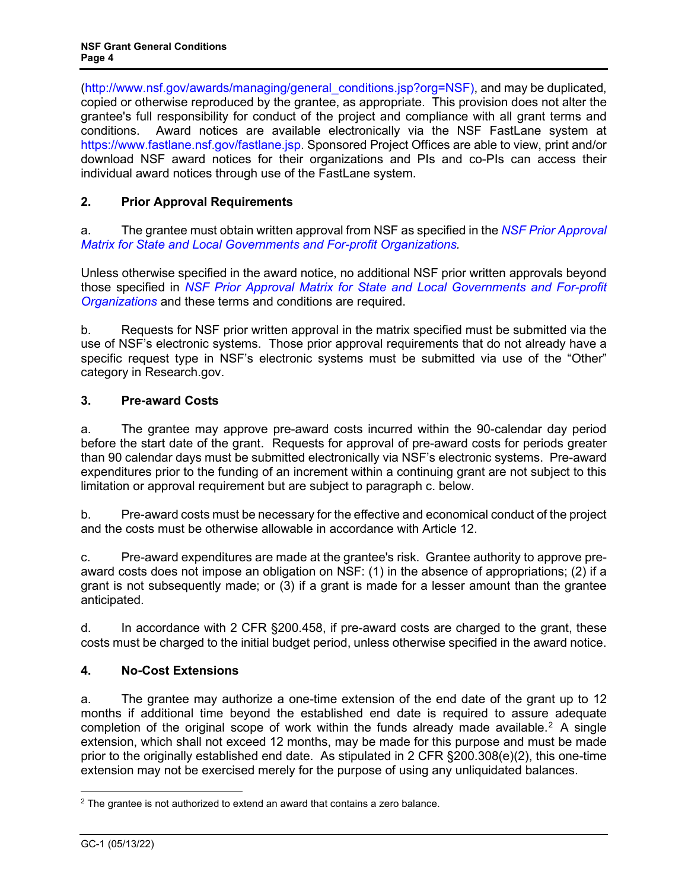(http://www.nsf.gov/awards/managing/general_conditions.jsp?org=NSF), and may be duplicated, copied or otherwise reproduced by the grantee, as appropriate. This provision does not alter the grantee's full responsibility for conduct of the project and compliance with all grant terms and conditions. Award notices are available electronically via the NSF FastLane system at https://www.fastlane.nsf.gov/fastlane.jsp. Sponsored Project Offices are able to view, print and/or download NSF award notices for their organizations and PIs and co-PIs can access their individual award notices through use of the FastLane system.

## 2. Prior Approval Requirements

a. The grantee must obtain written approval from NSF as specified in the *NSF Prior Approval Matrix for State and Local Governments and For-profit Organizations.*

Unless otherwise specified in the award notice, no additional NSF prior written approvals beyond those specified in *NSF Prior Approval Matrix for State and Local Governments and For-profit Organizations* and these terms and conditions are required.

b. Requests for NSF prior written approval in the matrix specified must be submitted via the use of NSF's electronic systems. Those prior approval requirements that do not already have a specific request type in NSF's electronic systems must be submitted via use of the "Other" category in Research.gov.

## 3. Pre-award Costs

a. The grantee may approve pre-award costs incurred within the 90-calendar day period before the start date of the grant. Requests for approval of pre-award costs for periods greater than 90 calendar days must be submitted electronically via NSF's electronic systems. Pre-award expenditures prior to the funding of an increment within a continuing grant are not subject to this limitation or approval requirement but are subject to paragraph c. below.

b. Pre-award costs must be necessary for the effective and economical conduct of the project and the costs must be otherwise allowable in accordance with Article 12.

c. Pre-award expenditures are made at the grantee's risk. Grantee authority to approve pre-award costs does not impose an obligation on NSF: (1) in the absence of appropriations; (2) if a grant is not subsequently made; or (3) if a grant is made for a lesser amount than the grantee anticipated.

d. In accordance with 2 CFR §200.458, if pre-award costs are charged to the grant, these costs must be charged to the initial budget period, unless otherwise specified in the award notice.

## 4. No-Cost Extensions

a. The grantee may authorize a one-time extension of the end date of the grant up to 12 months if additional time beyond the established end date is required to assure adequate completion of the original scope of work within the funds already made available.[2] A single extension, which shall not exceed 12 months, may be made for this purpose and must be made prior to the originally established end date. As stipulated in 2 CFR §200.308(e)(2), this one-time extension may not be exercised merely for the purpose of using any unliquidated balances.

[2] The grantee is not authorized to extend an award that contains a zero balance.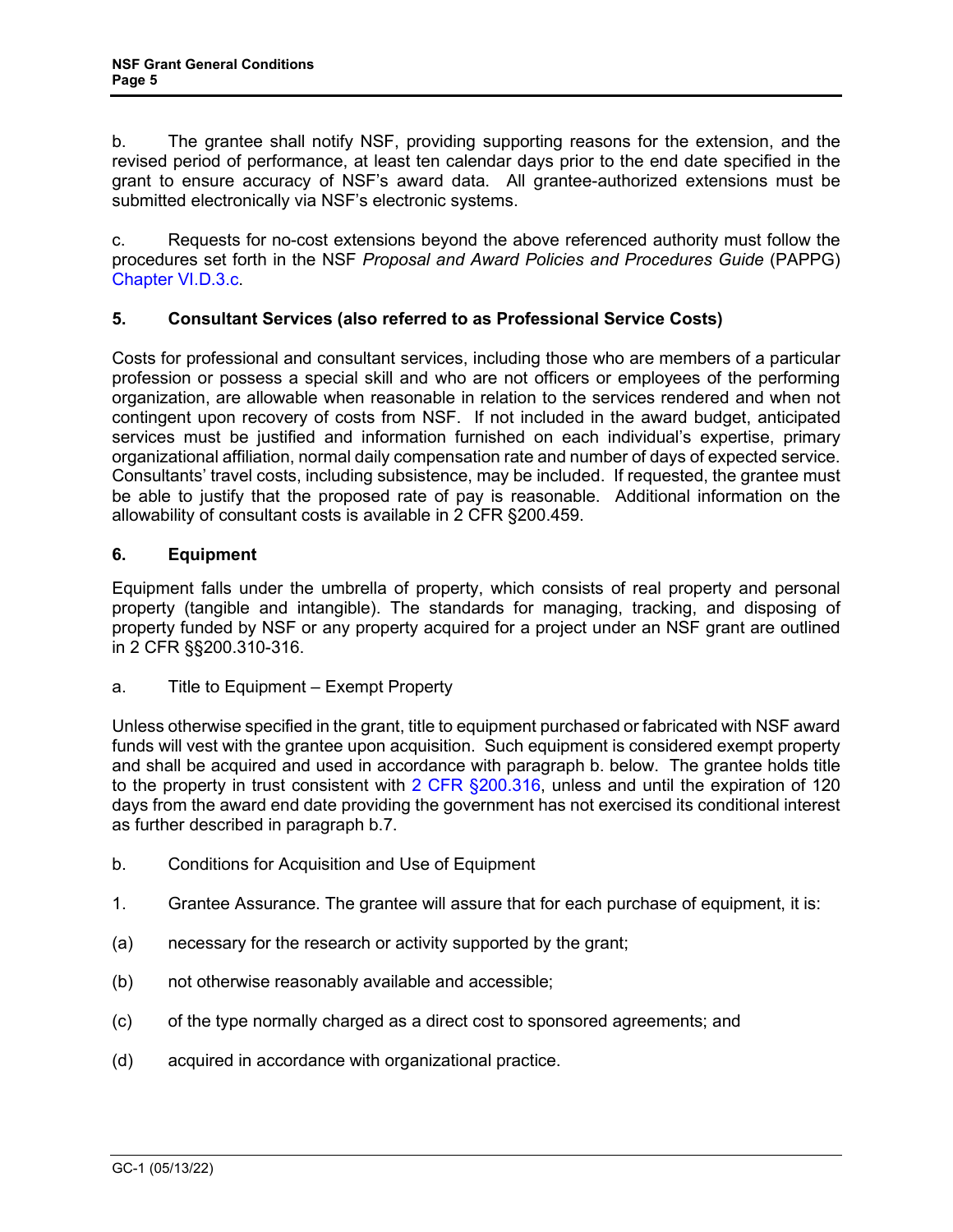b. The grantee shall notify NSF, providing supporting reasons for the extension, and the revised period of performance, at least ten calendar days prior to the end date specified in the grant to ensure accuracy of NSF's award data. All grantee-authorized extensions must be submitted electronically via NSF's electronic systems.

c. Requests for no-cost extensions beyond the above referenced authority must follow the procedures set forth in the NSF *Proposal and Award Policies and Procedures Guide* (PAPPG) Chapter VI.D.3.c.

### 5. Consultant Services (also referred to as Professional Service Costs)

Costs for professional and consultant services, including those who are members of a particular profession or possess a special skill and who are not officers or employees of the performing organization, are allowable when reasonable in relation to the services rendered and when not contingent upon recovery of costs from NSF. If not included in the award budget, anticipated services must be justified and information furnished on each individual's expertise, primary organizational affiliation, normal daily compensation rate and number of days of expected service. Consultants' travel costs, including subsistence, may be included. If requested, the grantee must be able to justify that the proposed rate of pay is reasonable. Additional information on the allowability of consultant costs is available in 2 CFR §200.459.

### 6. Equipment

Equipment falls under the umbrella of property, which consists of real property and personal property (tangible and intangible). The standards for managing, tracking, and disposing of property funded by NSF or any property acquired for a project under an NSF grant are outlined in 2 CFR §§200.310-316.

a. Title to Equipment – Exempt Property

Unless otherwise specified in the grant, title to equipment purchased or fabricated with NSF award funds will vest with the grantee upon acquisition. Such equipment is considered exempt property and shall be acquired and used in accordance with paragraph b. below. The grantee holds title to the property in trust consistent with 2 CFR §200.316, unless and until the expiration of 120 days from the award end date providing the government has not exercised its conditional interest as further described in paragraph b.7.

b. Conditions for Acquisition and Use of Equipment

1. Grantee Assurance. The grantee will assure that for each purchase of equipment, it is:

(a) necessary for the research or activity supported by the grant;

(b) not otherwise reasonably available and accessible;

(c) of the type normally charged as a direct cost to sponsored agreements; and

(d) acquired in accordance with organizational practice.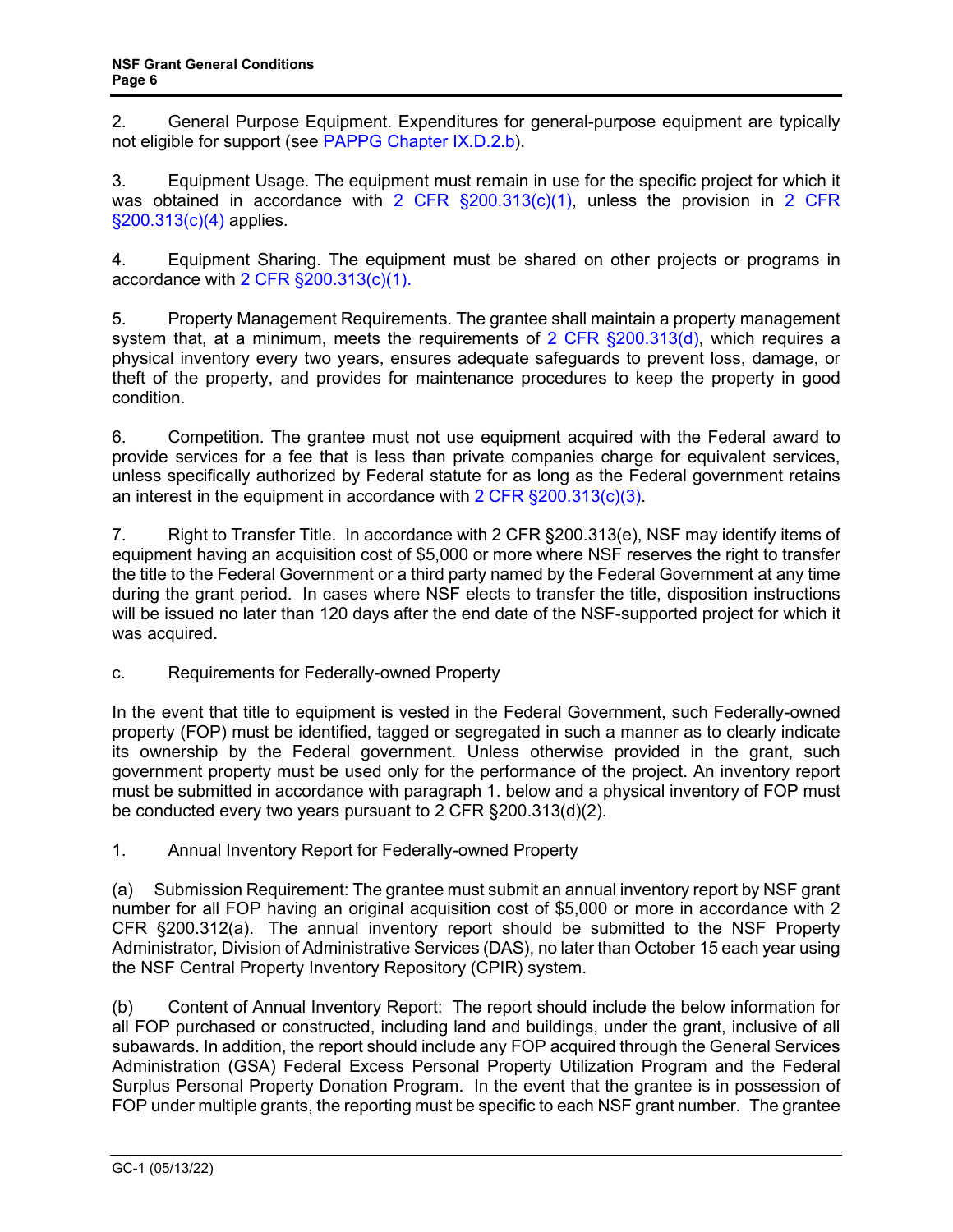2. General Purpose Equipment. Expenditures for general-purpose equipment are typically not eligible for support (see PAPPG Chapter IX.D.2.b).

3. Equipment Usage. The equipment must remain in use for the specific project for which it was obtained in accordance with 2 CFR §200.313(c)(1), unless the provision in 2 CFR §200.313(c)(4) applies.

4. Equipment Sharing. The equipment must be shared on other projects or programs in accordance with 2 CFR §200.313(c)(1).

5. Property Management Requirements. The grantee shall maintain a property management system that, at a minimum, meets the requirements of 2 CFR §200.313(d), which requires a physical inventory every two years, ensures adequate safeguards to prevent loss, damage, or theft of the property, and provides for maintenance procedures to keep the property in good condition.

6. Competition. The grantee must not use equipment acquired with the Federal award to provide services for a fee that is less than private companies charge for equivalent services, unless specifically authorized by Federal statute for as long as the Federal government retains an interest in the equipment in accordance with 2 CFR §200.313(c)(3).

7. Right to Transfer Title. In accordance with 2 CFR §200.313(e), NSF may identify items of equipment having an acquisition cost of $5,000 or more where NSF reserves the right to transfer the title to the Federal Government or a third party named by the Federal Government at any time during the grant period. In cases where NSF elects to transfer the title, disposition instructions will be issued no later than 120 days after the end date of the NSF-supported project for which it was acquired.

c. Requirements for Federally-owned Property

In the event that title to equipment is vested in the Federal Government, such Federally-owned property (FOP) must be identified, tagged or segregated in such a manner as to clearly indicate its ownership by the Federal government. Unless otherwise provided in the grant, such government property must be used only for the performance of the project. An inventory report must be submitted in accordance with paragraph 1. below and a physical inventory of FOP must be conducted every two years pursuant to 2 CFR §200.313(d)(2).

1. Annual Inventory Report for Federally-owned Property

(a) Submission Requirement: The grantee must submit an annual inventory report by NSF grant number for all FOP having an original acquisition cost of $5,000 or more in accordance with 2 CFR §200.312(a). The annual inventory report should be submitted to the NSF Property Administrator, Division of Administrative Services (DAS), no later than October 15 each year using the NSF Central Property Inventory Repository (CPIR) system.

(b) Content of Annual Inventory Report: The report should include the below information for all FOP purchased or constructed, including land and buildings, under the grant, inclusive of all subawards. In addition, the report should include any FOP acquired through the General Services Administration (GSA) Federal Excess Personal Property Utilization Program and the Federal Surplus Personal Property Donation Program. In the event that the grantee is in possession of FOP under multiple grants, the reporting must be specific to each NSF grant number. The grantee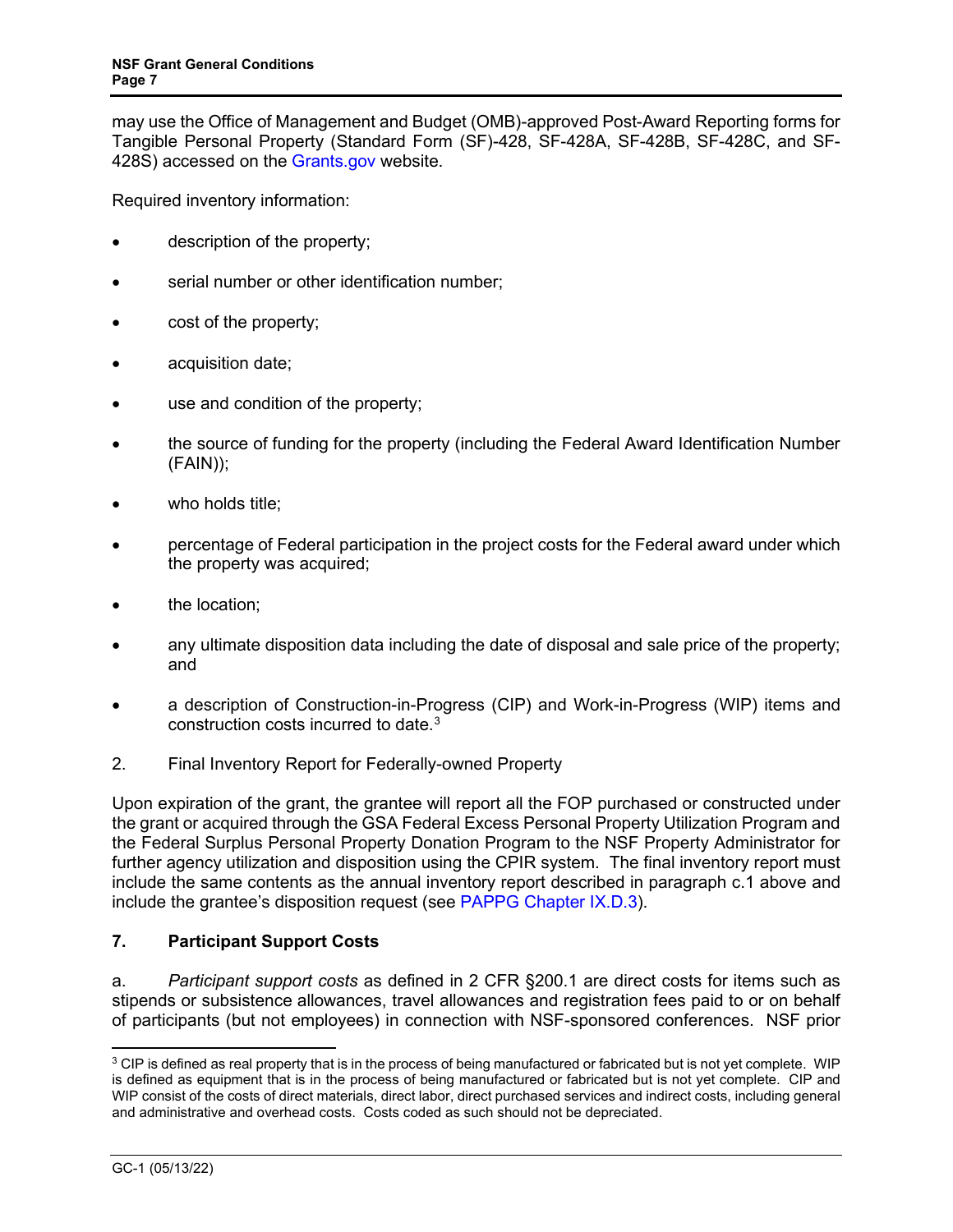may use the Office of Management and Budget (OMB)-approved Post-Award Reporting forms for Tangible Personal Property (Standard Form (SF)-428, SF-428A, SF-428B, SF-428C, and SF-428S) accessed on the Grants.gov website.

Required inventory information:

- description of the property;
- serial number or other identification number;
- cost of the property;
- acquisition date;
- use and condition of the property;
- the source of funding for the property (including the Federal Award Identification Number (FAIN));
- who holds title;
- percentage of Federal participation in the project costs for the Federal award under which the property was acquired;
- the location;
- any ultimate disposition data including the date of disposal and sale price of the property; and
- a description of Construction-in-Progress (CIP) and Work-in-Progress (WIP) items and construction costs incurred to date.[3]

2. Final Inventory Report for Federally-owned Property

Upon expiration of the grant, the grantee will report all the FOP purchased or constructed under the grant or acquired through the GSA Federal Excess Personal Property Utilization Program and the Federal Surplus Personal Property Donation Program to the NSF Property Administrator for further agency utilization and disposition using the CPIR system. The final inventory report must include the same contents as the annual inventory report described in paragraph c.1 above and include the grantee's disposition request (see PAPPG Chapter IX.D.3).

### 7. Participant Support Costs

a. *Participant support costs* as defined in 2 CFR §200.1 are direct costs for items such as stipends or subsistence allowances, travel allowances and registration fees paid to or on behalf of participants (but not employees) in connection with NSF-sponsored conferences. NSF prior

[3] CIP is defined as real property that is in the process of being manufactured or fabricated but is not yet complete. WIP is defined as equipment that is in the process of being manufactured or fabricated but is not yet complete. CIP and WIP consist of the costs of direct materials, direct labor, direct purchased services and indirect costs, including general and administrative and overhead costs. Costs coded as such should not be depreciated.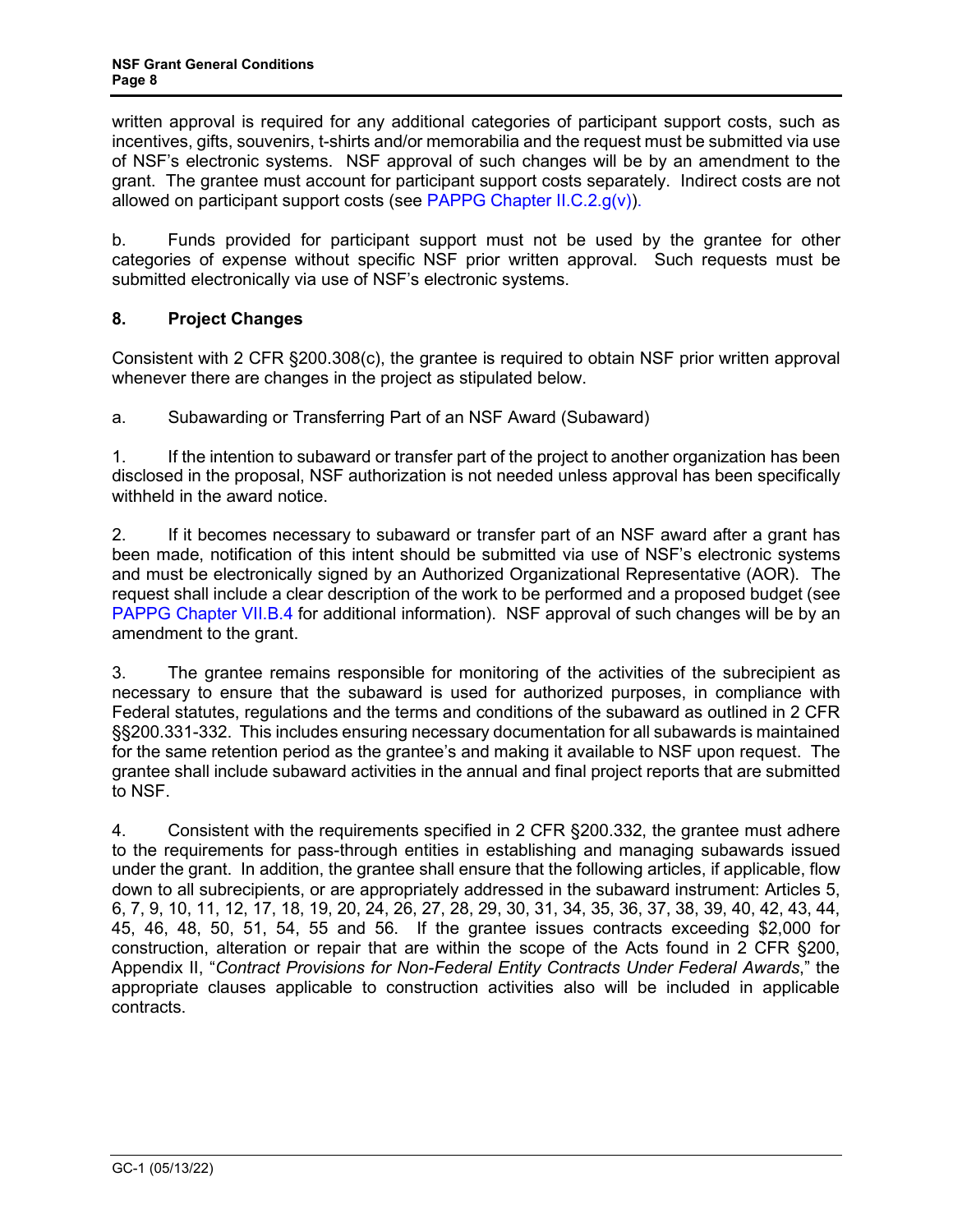written approval is required for any additional categories of participant support costs, such as incentives, gifts, souvenirs, t-shirts and/or memorabilia and the request must be submitted via use of NSF's electronic systems. NSF approval of such changes will be by an amendment to the grant. The grantee must account for participant support costs separately. Indirect costs are not allowed on participant support costs (see PAPPG Chapter II.C.2.g(v)).

b. Funds provided for participant support must not be used by the grantee for other categories of expense without specific NSF prior written approval. Such requests must be submitted electronically via use of NSF's electronic systems.

### 8. Project Changes

Consistent with 2 CFR §200.308(c), the grantee is required to obtain NSF prior written approval whenever there are changes in the project as stipulated below.

a. Subawarding or Transferring Part of an NSF Award (Subaward)

1. If the intention to subaward or transfer part of the project to another organization has been disclosed in the proposal, NSF authorization is not needed unless approval has been specifically withheld in the award notice.

2. If it becomes necessary to subaward or transfer part of an NSF award after a grant has been made, notification of this intent should be submitted via use of NSF's electronic systems and must be electronically signed by an Authorized Organizational Representative (AOR). The request shall include a clear description of the work to be performed and a proposed budget (see PAPPG Chapter VII.B.4 for additional information). NSF approval of such changes will be by an amendment to the grant.

3. The grantee remains responsible for monitoring of the activities of the subrecipient as necessary to ensure that the subaward is used for authorized purposes, in compliance with Federal statutes, regulations and the terms and conditions of the subaward as outlined in 2 CFR §§200.331-332. This includes ensuring necessary documentation for all subawards is maintained for the same retention period as the grantee's and making it available to NSF upon request. The grantee shall include subaward activities in the annual and final project reports that are submitted to NSF.

4. Consistent with the requirements specified in 2 CFR §200.332, the grantee must adhere to the requirements for pass-through entities in establishing and managing subawards issued under the grant. In addition, the grantee shall ensure that the following articles, if applicable, flow down to all subrecipients, or are appropriately addressed in the subaward instrument: Articles 5, 6, 7, 9, 10, 11, 12, 17, 18, 19, 20, 24, 26, 27, 28, 29, 30, 31, 34, 35, 36, 37, 38, 39, 40, 42, 43, 44, 45, 46, 48, 50, 51, 54, 55 and 56. If the grantee issues contracts exceeding $2,000 for construction, alteration or repair that are within the scope of the Acts found in 2 CFR §200, Appendix II, "*Contract Provisions for Non-Federal Entity Contracts Under Federal Awards*," the appropriate clauses applicable to construction activities also will be included in applicable contracts.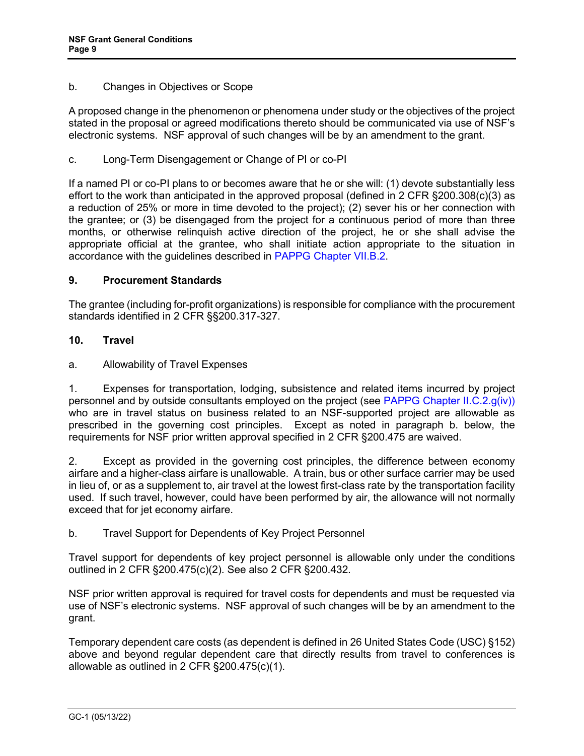b. Changes in Objectives or Scope

A proposed change in the phenomenon or phenomena under study or the objectives of the project stated in the proposal or agreed modifications thereto should be communicated via use of NSF's electronic systems. NSF approval of such changes will be by an amendment to the grant.

c. Long-Term Disengagement or Change of PI or co-PI

If a named PI or co-PI plans to or becomes aware that he or she will: (1) devote substantially less effort to the work than anticipated in the approved proposal (defined in 2 CFR §200.308(c)(3) as a reduction of 25% or more in time devoted to the project); (2) sever his or her connection with the grantee; or (3) be disengaged from the project for a continuous period of more than three months, or otherwise relinquish active direction of the project, he or she shall advise the appropriate official at the grantee, who shall initiate action appropriate to the situation in accordance with the guidelines described in PAPPG Chapter VII.B.2.

## 9. Procurement Standards

The grantee (including for-profit organizations) is responsible for compliance with the procurement standards identified in 2 CFR §§200.317-327.

## 10. Travel

a. Allowability of Travel Expenses

1. Expenses for transportation, lodging, subsistence and related items incurred by project personnel and by outside consultants employed on the project (see PAPPG Chapter II.C.2.g(iv)) who are in travel status on business related to an NSF-supported project are allowable as prescribed in the governing cost principles. Except as noted in paragraph b. below, the requirements for NSF prior written approval specified in 2 CFR §200.475 are waived.

2. Except as provided in the governing cost principles, the difference between economy airfare and a higher-class airfare is unallowable. A train, bus or other surface carrier may be used in lieu of, or as a supplement to, air travel at the lowest first-class rate by the transportation facility used. If such travel, however, could have been performed by air, the allowance will not normally exceed that for jet economy airfare.

b. Travel Support for Dependents of Key Project Personnel

Travel support for dependents of key project personnel is allowable only under the conditions outlined in 2 CFR §200.475(c)(2). See also 2 CFR §200.432.

NSF prior written approval is required for travel costs for dependents and must be requested via use of NSF's electronic systems. NSF approval of such changes will be by an amendment to the grant.

Temporary dependent care costs (as dependent is defined in 26 United States Code (USC) §152) above and beyond regular dependent care that directly results from travel to conferences is allowable as outlined in 2 CFR §200.475(c)(1).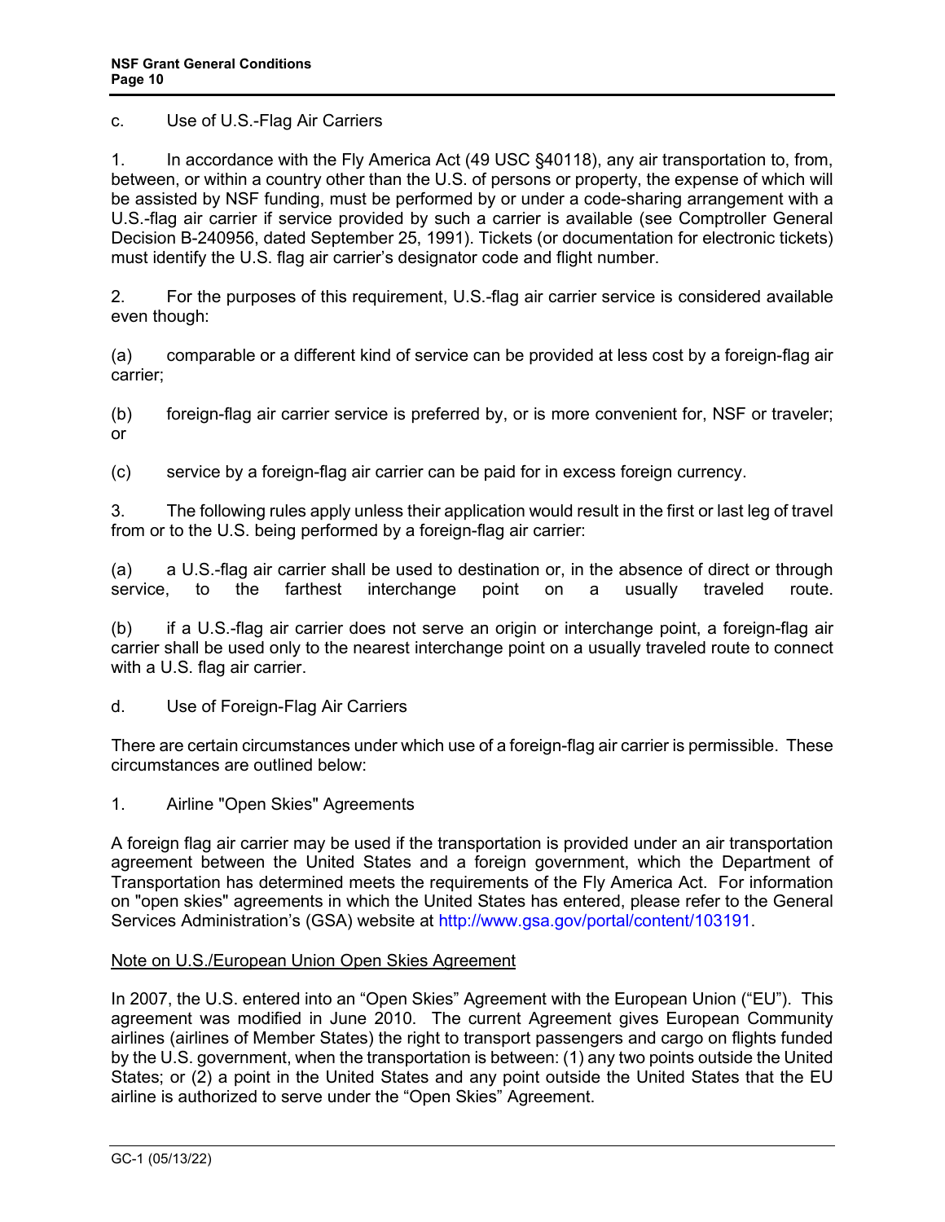c. Use of U.S.-Flag Air Carriers

1. In accordance with the Fly America Act (49 USC §40118), any air transportation to, from, between, or within a country other than the U.S. of persons or property, the expense of which will be assisted by NSF funding, must be performed by or under a code-sharing arrangement with a U.S.-flag air carrier if service provided by such a carrier is available (see Comptroller General Decision B-240956, dated September 25, 1991). Tickets (or documentation for electronic tickets) must identify the U.S. flag air carrier's designator code and flight number.

2. For the purposes of this requirement, U.S.-flag air carrier service is considered available even though:

(a) comparable or a different kind of service can be provided at less cost by a foreign-flag air carrier;

(b) foreign-flag air carrier service is preferred by, or is more convenient for, NSF or traveler; or

(c) service by a foreign-flag air carrier can be paid for in excess foreign currency.

3. The following rules apply unless their application would result in the first or last leg of travel from or to the U.S. being performed by a foreign-flag air carrier:

(a) a U.S.-flag air carrier shall be used to destination or, in the absence of direct or through service, to the farthest interchange point on a usually traveled route.

(b) if a U.S.-flag air carrier does not serve an origin or interchange point, a foreign-flag air carrier shall be used only to the nearest interchange point on a usually traveled route to connect with a U.S. flag air carrier.

d. Use of Foreign-Flag Air Carriers

There are certain circumstances under which use of a foreign-flag air carrier is permissible. These circumstances are outlined below:

1. Airline "Open Skies" Agreements

A foreign flag air carrier may be used if the transportation is provided under an air transportation agreement between the United States and a foreign government, which the Department of Transportation has determined meets the requirements of the Fly America Act. For information on "open skies" agreements in which the United States has entered, please refer to the General Services Administration's (GSA) website at http://www.gsa.gov/portal/content/103191.

<u>Note on U.S./European Union Open Skies Agreement</u>

In 2007, the U.S. entered into an "Open Skies" Agreement with the European Union ("EU"). This agreement was modified in June 2010. The current Agreement gives European Community airlines (airlines of Member States) the right to transport passengers and cargo on flights funded by the U.S. government, when the transportation is between: (1) any two points outside the United States; or (2) a point in the United States and any point outside the United States that the EU airline is authorized to serve under the "Open Skies" Agreement.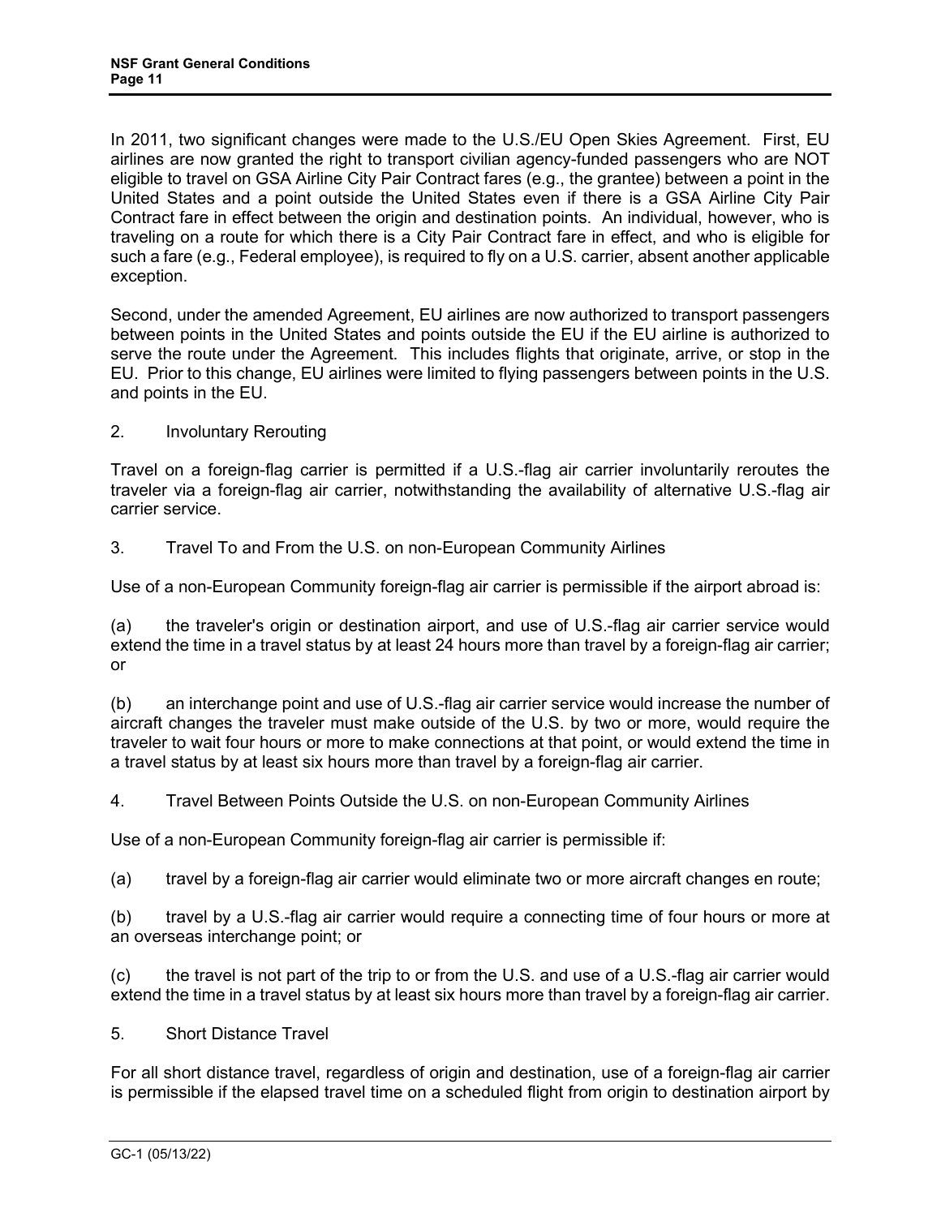In 2011, two significant changes were made to the U.S./EU Open Skies Agreement. First, EU airlines are now granted the right to transport civilian agency-funded passengers who are NOT eligible to travel on GSA Airline City Pair Contract fares (e.g., the grantee) between a point in the United States and a point outside the United States even if there is a GSA Airline City Pair Contract fare in effect between the origin and destination points. An individual, however, who is traveling on a route for which there is a City Pair Contract fare in effect, and who is eligible for such a fare (e.g., Federal employee), is required to fly on a U.S. carrier, absent another applicable exception.

Second, under the amended Agreement, EU airlines are now authorized to transport passengers between points in the United States and points outside the EU if the EU airline is authorized to serve the route under the Agreement. This includes flights that originate, arrive, or stop in the EU. Prior to this change, EU airlines were limited to flying passengers between points in the U.S. and points in the EU.

2. Involuntary Rerouting

Travel on a foreign-flag carrier is permitted if a U.S.-flag air carrier involuntarily reroutes the traveler via a foreign-flag air carrier, notwithstanding the availability of alternative U.S.-flag air carrier service.

3. Travel To and From the U.S. on non-European Community Airlines

Use of a non-European Community foreign-flag air carrier is permissible if the airport abroad is:

(a) the traveler's origin or destination airport, and use of U.S.-flag air carrier service would extend the time in a travel status by at least 24 hours more than travel by a foreign-flag air carrier; or

(b) an interchange point and use of U.S.-flag air carrier service would increase the number of aircraft changes the traveler must make outside of the U.S. by two or more, would require the traveler to wait four hours or more to make connections at that point, or would extend the time in a travel status by at least six hours more than travel by a foreign-flag air carrier.

4. Travel Between Points Outside the U.S. on non-European Community Airlines

Use of a non-European Community foreign-flag air carrier is permissible if:

(a) travel by a foreign-flag air carrier would eliminate two or more aircraft changes en route;

(b) travel by a U.S.-flag air carrier would require a connecting time of four hours or more at an overseas interchange point; or

(c) the travel is not part of the trip to or from the U.S. and use of a U.S.-flag air carrier would extend the time in a travel status by at least six hours more than travel by a foreign-flag air carrier.

5. Short Distance Travel

For all short distance travel, regardless of origin and destination, use of a foreign-flag air carrier is permissible if the elapsed travel time on a scheduled flight from origin to destination airport by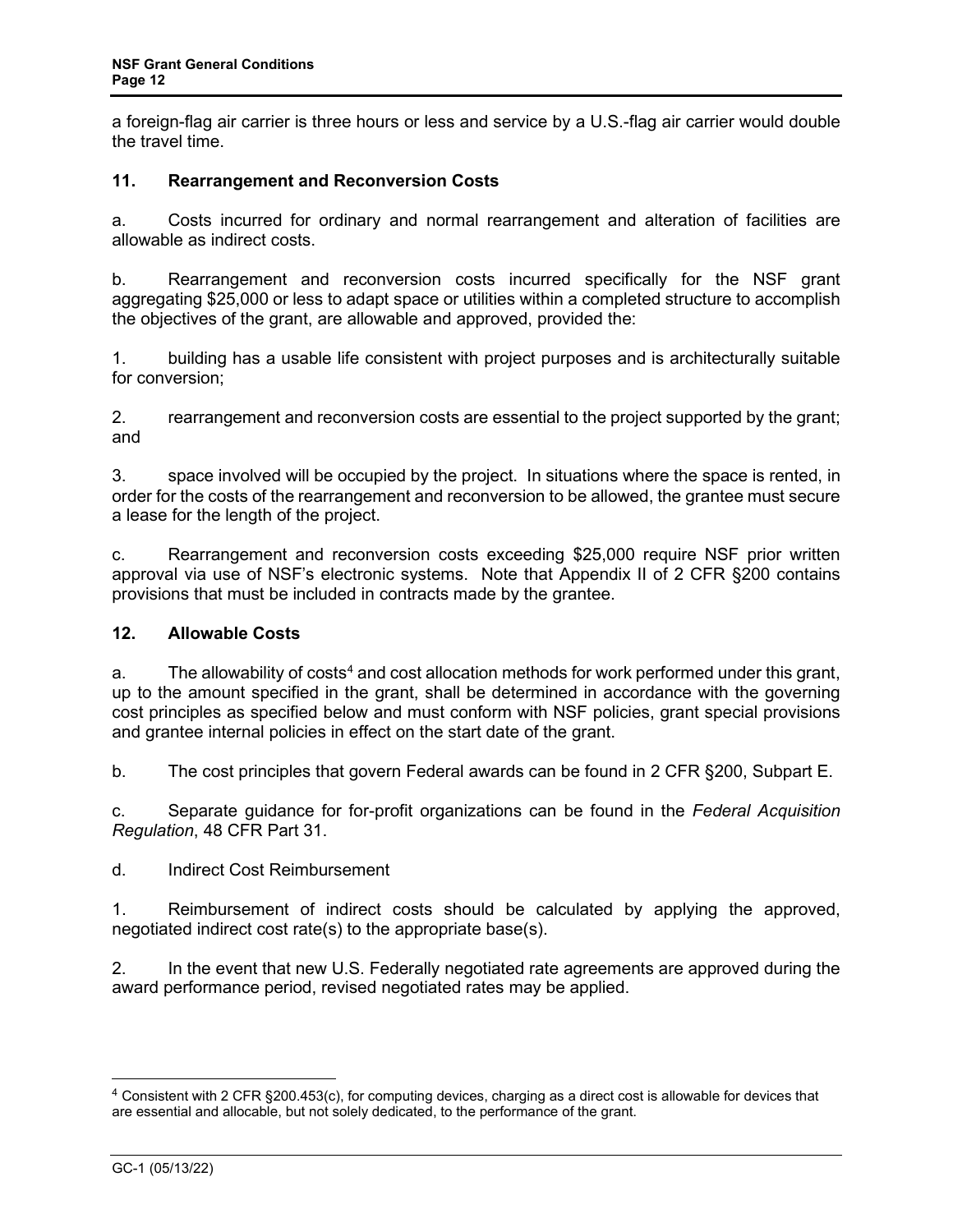a foreign-flag air carrier is three hours or less and service by a U.S.-flag air carrier would double the travel time.

## 11. Rearrangement and Reconversion Costs

a. Costs incurred for ordinary and normal rearrangement and alteration of facilities are allowable as indirect costs.

b. Rearrangement and reconversion costs incurred specifically for the NSF grant aggregating $25,000 or less to adapt space or utilities within a completed structure to accomplish the objectives of the grant, are allowable and approved, provided the:

1. building has a usable life consistent with project purposes and is architecturally suitable for conversion;

2. rearrangement and reconversion costs are essential to the project supported by the grant; and

3. space involved will be occupied by the project. In situations where the space is rented, in order for the costs of the rearrangement and reconversion to be allowed, the grantee must secure a lease for the length of the project.

c. Rearrangement and reconversion costs exceeding $25,000 require NSF prior written approval via use of NSF's electronic systems. Note that Appendix II of 2 CFR §200 contains provisions that must be included in contracts made by the grantee.

## 12. Allowable Costs

a. The allowability of costs[4] and cost allocation methods for work performed under this grant, up to the amount specified in the grant, shall be determined in accordance with the governing cost principles as specified below and must conform with NSF policies, grant special provisions and grantee internal policies in effect on the start date of the grant.

b. The cost principles that govern Federal awards can be found in 2 CFR §200, Subpart E.

c. Separate guidance for for-profit organizations can be found in the *Federal Acquisition Regulation*, 48 CFR Part 31.

d. Indirect Cost Reimbursement

1. Reimbursement of indirect costs should be calculated by applying the approved, negotiated indirect cost rate(s) to the appropriate base(s).

2. In the event that new U.S. Federally negotiated rate agreements are approved during the award performance period, revised negotiated rates may be applied.

---

[4] Consistent with 2 CFR §200.453(c), for computing devices, charging as a direct cost is allowable for devices that are essential and allocable, but not solely dedicated, to the performance of the grant.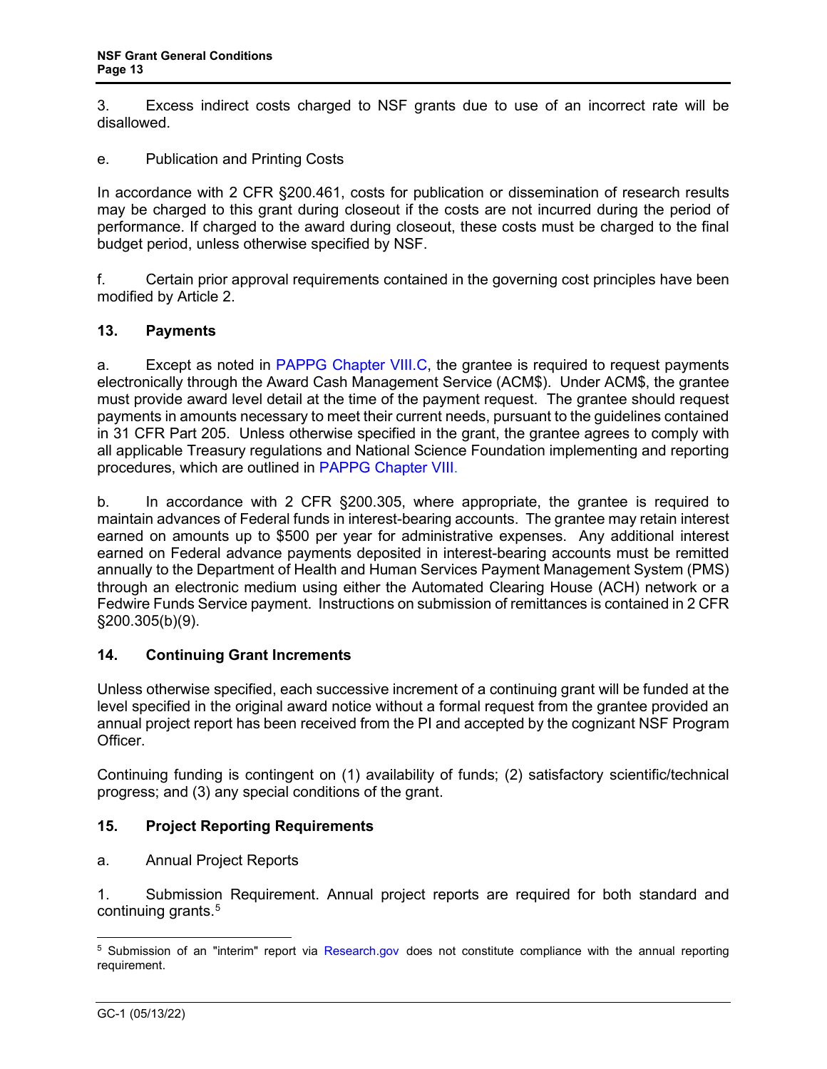3. Excess indirect costs charged to NSF grants due to use of an incorrect rate will be disallowed.

e. Publication and Printing Costs

In accordance with 2 CFR §200.461, costs for publication or dissemination of research results may be charged to this grant during closeout if the costs are not incurred during the period of performance. If charged to the award during closeout, these costs must be charged to the final budget period, unless otherwise specified by NSF.

f. Certain prior approval requirements contained in the governing cost principles have been modified by Article 2.

## 13. Payments

a. Except as noted in PAPPG Chapter VIII.C, the grantee is required to request payments electronically through the Award Cash Management Service (ACM$). Under ACM$, the grantee must provide award level detail at the time of the payment request. The grantee should request payments in amounts necessary to meet their current needs, pursuant to the guidelines contained in 31 CFR Part 205. Unless otherwise specified in the grant, the grantee agrees to comply with all applicable Treasury regulations and National Science Foundation implementing and reporting procedures, which are outlined in PAPPG Chapter VIII.

b. In accordance with 2 CFR §200.305, where appropriate, the grantee is required to maintain advances of Federal funds in interest-bearing accounts. The grantee may retain interest earned on amounts up to $500 per year for administrative expenses. Any additional interest earned on Federal advance payments deposited in interest-bearing accounts must be remitted annually to the Department of Health and Human Services Payment Management System (PMS) through an electronic medium using either the Automated Clearing House (ACH) network or a Fedwire Funds Service payment. Instructions on submission of remittances is contained in 2 CFR §200.305(b)(9).

## 14. Continuing Grant Increments

Unless otherwise specified, each successive increment of a continuing grant will be funded at the level specified in the original award notice without a formal request from the grantee provided an annual project report has been received from the PI and accepted by the cognizant NSF Program Officer.

Continuing funding is contingent on (1) availability of funds; (2) satisfactory scientific/technical progress; and (3) any special conditions of the grant.

## 15. Project Reporting Requirements

a. Annual Project Reports

1. Submission Requirement. Annual project reports are required for both standard and continuing grants.[5]

[5] Submission of an "interim" report via Research.gov does not constitute compliance with the annual reporting requirement.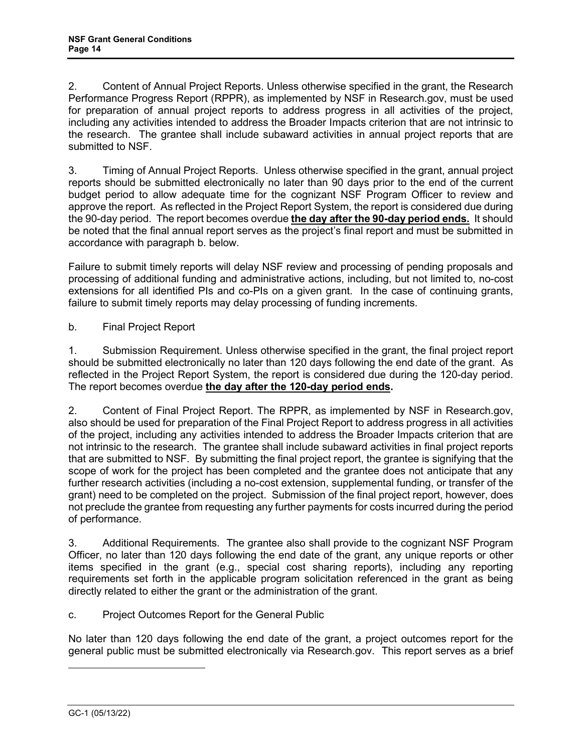2. Content of Annual Project Reports. Unless otherwise specified in the grant, the Research Performance Progress Report (RPPR), as implemented by NSF in Research.gov, must be used for preparation of annual project reports to address progress in all activities of the project, including any activities intended to address the Broader Impacts criterion that are not intrinsic to the research. The grantee shall include subaward activities in annual project reports that are submitted to NSF.

3. Timing of Annual Project Reports. Unless otherwise specified in the grant, annual project reports should be submitted electronically no later than 90 days prior to the end of the current budget period to allow adequate time for the cognizant NSF Program Officer to review and approve the report. As reflected in the Project Report System, the report is considered due during the 90-day period. The report becomes overdue **the day after the 90-day period ends.** It should be noted that the final annual report serves as the project's final report and must be submitted in accordance with paragraph b. below.

Failure to submit timely reports will delay NSF review and processing of pending proposals and processing of additional funding and administrative actions, including, but not limited to, no-cost extensions for all identified PIs and co-PIs on a given grant. In the case of continuing grants, failure to submit timely reports may delay processing of funding increments.

b. Final Project Report

1. Submission Requirement. Unless otherwise specified in the grant, the final project report should be submitted electronically no later than 120 days following the end date of the grant. As reflected in the Project Report System, the report is considered due during the 120-day period. The report becomes overdue **the day after the 120-day period ends.**

2. Content of Final Project Report. The RPPR, as implemented by NSF in Research.gov, also should be used for preparation of the Final Project Report to address progress in all activities of the project, including any activities intended to address the Broader Impacts criterion that are not intrinsic to the research. The grantee shall include subaward activities in final project reports that are submitted to NSF. By submitting the final project report, the grantee is signifying that the scope of work for the project has been completed and the grantee does not anticipate that any further research activities (including a no-cost extension, supplemental funding, or transfer of the grant) need to be completed on the project. Submission of the final project report, however, does not preclude the grantee from requesting any further payments for costs incurred during the period of performance.

3. Additional Requirements. The grantee also shall provide to the cognizant NSF Program Officer, no later than 120 days following the end date of the grant, any unique reports or other items specified in the grant (e.g., special cost sharing reports), including any reporting requirements set forth in the applicable program solicitation referenced in the grant as being directly related to either the grant or the administration of the grant.

c. Project Outcomes Report for the General Public

No later than 120 days following the end date of the grant, a project outcomes report for the general public must be submitted electronically via Research.gov. This report serves as a brief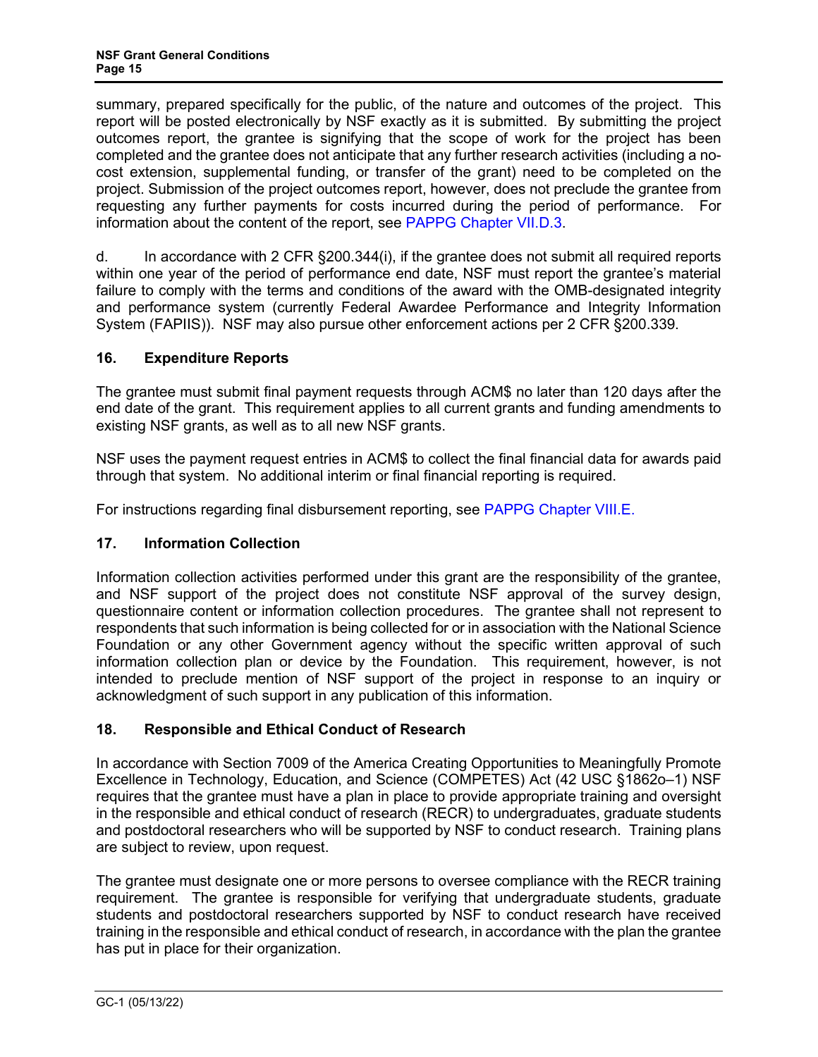summary, prepared specifically for the public, of the nature and outcomes of the project. This report will be posted electronically by NSF exactly as it is submitted. By submitting the project outcomes report, the grantee is signifying that the scope of work for the project has been completed and the grantee does not anticipate that any further research activities (including a no-cost extension, supplemental funding, or transfer of the grant) need to be completed on the project. Submission of the project outcomes report, however, does not preclude the grantee from requesting any further payments for costs incurred during the period of performance. For information about the content of the report, see PAPPG Chapter VII.D.3.

d. In accordance with 2 CFR §200.344(i), if the grantee does not submit all required reports within one year of the period of performance end date, NSF must report the grantee's material failure to comply with the terms and conditions of the award with the OMB-designated integrity and performance system (currently Federal Awardee Performance and Integrity Information System (FAPIIS)). NSF may also pursue other enforcement actions per 2 CFR §200.339.

## 16. Expenditure Reports

The grantee must submit final payment requests through ACM$ no later than 120 days after the end date of the grant. This requirement applies to all current grants and funding amendments to existing NSF grants, as well as to all new NSF grants.

NSF uses the payment request entries in ACM$ to collect the final financial data for awards paid through that system. No additional interim or final financial reporting is required.

For instructions regarding final disbursement reporting, see PAPPG Chapter VIII.E.

## 17. Information Collection

Information collection activities performed under this grant are the responsibility of the grantee, and NSF support of the project does not constitute NSF approval of the survey design, questionnaire content or information collection procedures. The grantee shall not represent to respondents that such information is being collected for or in association with the National Science Foundation or any other Government agency without the specific written approval of such information collection plan or device by the Foundation. This requirement, however, is not intended to preclude mention of NSF support of the project in response to an inquiry or acknowledgment of such support in any publication of this information.

## 18. Responsible and Ethical Conduct of Research

In accordance with Section 7009 of the America Creating Opportunities to Meaningfully Promote Excellence in Technology, Education, and Science (COMPETES) Act (42 USC §1862o–1) NSF requires that the grantee must have a plan in place to provide appropriate training and oversight in the responsible and ethical conduct of research (RECR) to undergraduates, graduate students and postdoctoral researchers who will be supported by NSF to conduct research. Training plans are subject to review, upon request.

The grantee must designate one or more persons to oversee compliance with the RECR training requirement. The grantee is responsible for verifying that undergraduate students, graduate students and postdoctoral researchers supported by NSF to conduct research have received training in the responsible and ethical conduct of research, in accordance with the plan the grantee has put in place for their organization.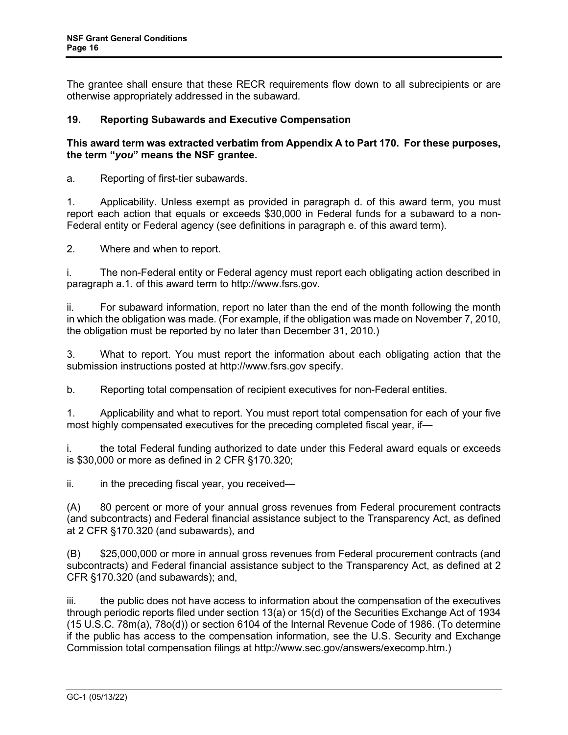The grantee shall ensure that these RECR requirements flow down to all subrecipients or are otherwise appropriately addressed in the subaward.

## 19. Reporting Subawards and Executive Compensation

**This award term was extracted verbatim from Appendix A to Part 170. For these purposes, the term "*you*" means the NSF grantee.**

a. Reporting of first-tier subawards.

1. Applicability. Unless exempt as provided in paragraph d. of this award term, you must report each action that equals or exceeds $30,000 in Federal funds for a subaward to a non-Federal entity or Federal agency (see definitions in paragraph e. of this award term).

2. Where and when to report.

i. The non-Federal entity or Federal agency must report each obligating action described in paragraph a.1. of this award term to http://www.fsrs.gov.

ii. For subaward information, report no later than the end of the month following the month in which the obligation was made. (For example, if the obligation was made on November 7, 2010, the obligation must be reported by no later than December 31, 2010.)

3. What to report. You must report the information about each obligating action that the submission instructions posted at http://www.fsrs.gov specify.

b. Reporting total compensation of recipient executives for non-Federal entities.

1. Applicability and what to report. You must report total compensation for each of your five most highly compensated executives for the preceding completed fiscal year, if—

i. the total Federal funding authorized to date under this Federal award equals or exceeds is $30,000 or more as defined in 2 CFR §170.320;

ii. in the preceding fiscal year, you received—

(A) 80 percent or more of your annual gross revenues from Federal procurement contracts (and subcontracts) and Federal financial assistance subject to the Transparency Act, as defined at 2 CFR §170.320 (and subawards), and

(B) $25,000,000 or more in annual gross revenues from Federal procurement contracts (and subcontracts) and Federal financial assistance subject to the Transparency Act, as defined at 2 CFR §170.320 (and subawards); and,

iii. the public does not have access to information about the compensation of the executives through periodic reports filed under section 13(a) or 15(d) of the Securities Exchange Act of 1934 (15 U.S.C. 78m(a), 78o(d)) or section 6104 of the Internal Revenue Code of 1986. (To determine if the public has access to the compensation information, see the U.S. Security and Exchange Commission total compensation filings at http://www.sec.gov/answers/execomp.htm.)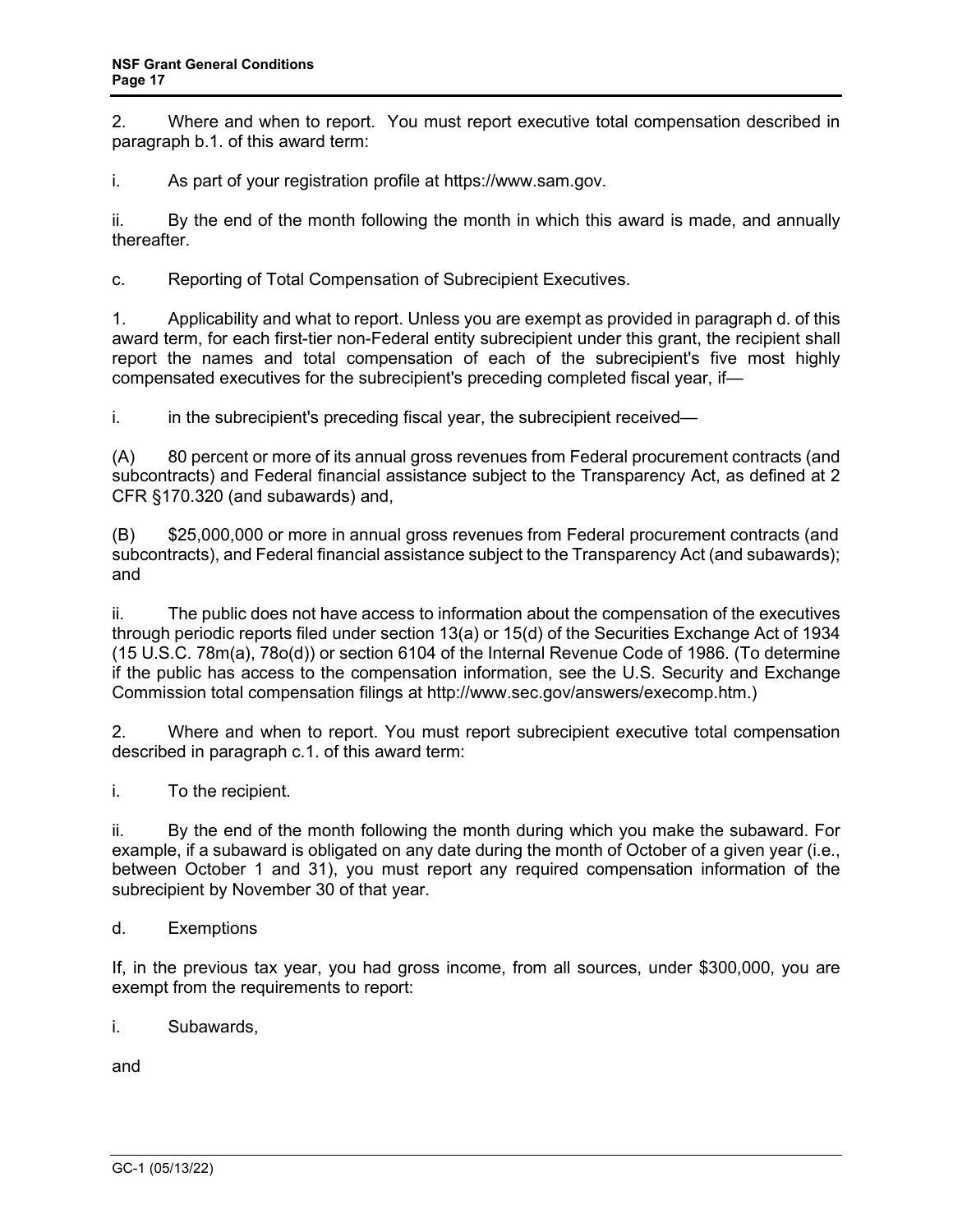2. Where and when to report. You must report executive total compensation described in paragraph b.1. of this award term:

i. As part of your registration profile at https://www.sam.gov.

ii. By the end of the month following the month in which this award is made, and annually thereafter.

c. Reporting of Total Compensation of Subrecipient Executives.

1. Applicability and what to report. Unless you are exempt as provided in paragraph d. of this award term, for each first-tier non-Federal entity subrecipient under this grant, the recipient shall report the names and total compensation of each of the subrecipient's five most highly compensated executives for the subrecipient's preceding completed fiscal year, if—

i. in the subrecipient's preceding fiscal year, the subrecipient received—

(A) 80 percent or more of its annual gross revenues from Federal procurement contracts (and subcontracts) and Federal financial assistance subject to the Transparency Act, as defined at 2 CFR §170.320 (and subawards) and,

(B) $25,000,000 or more in annual gross revenues from Federal procurement contracts (and subcontracts), and Federal financial assistance subject to the Transparency Act (and subawards); and

ii. The public does not have access to information about the compensation of the executives through periodic reports filed under section 13(a) or 15(d) of the Securities Exchange Act of 1934 (15 U.S.C. 78m(a), 78o(d)) or section 6104 of the Internal Revenue Code of 1986. (To determine if the public has access to the compensation information, see the U.S. Security and Exchange Commission total compensation filings at http://www.sec.gov/answers/execomp.htm.)

2. Where and when to report. You must report subrecipient executive total compensation described in paragraph c.1. of this award term:

i. To the recipient.

ii. By the end of the month following the month during which you make the subaward. For example, if a subaward is obligated on any date during the month of October of a given year (i.e., between October 1 and 31), you must report any required compensation information of the subrecipient by November 30 of that year.

d. Exemptions

If, in the previous tax year, you had gross income, from all sources, under $300,000, you are exempt from the requirements to report:

i. Subawards,

and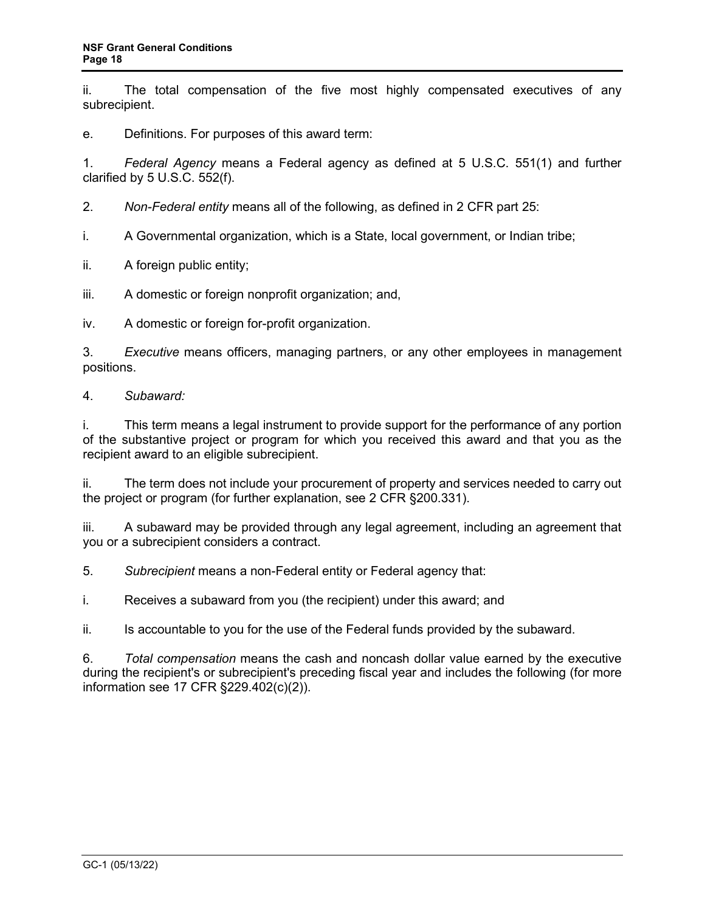ii. The total compensation of the five most highly compensated executives of any subrecipient.

e. Definitions. For purposes of this award term:

1. *Federal Agency* means a Federal agency as defined at 5 U.S.C. 551(1) and further clarified by 5 U.S.C. 552(f).

2. *Non-Federal entity* means all of the following, as defined in 2 CFR part 25:

i. A Governmental organization, which is a State, local government, or Indian tribe;

ii. A foreign public entity;

iii. A domestic or foreign nonprofit organization; and,

iv. A domestic or foreign for-profit organization.

3. *Executive* means officers, managing partners, or any other employees in management positions.

4. *Subaward:*

i. This term means a legal instrument to provide support for the performance of any portion of the substantive project or program for which you received this award and that you as the recipient award to an eligible subrecipient.

ii. The term does not include your procurement of property and services needed to carry out the project or program (for further explanation, see 2 CFR §200.331).

iii. A subaward may be provided through any legal agreement, including an agreement that you or a subrecipient considers a contract.

5. *Subrecipient* means a non-Federal entity or Federal agency that:

i. Receives a subaward from you (the recipient) under this award; and

ii. Is accountable to you for the use of the Federal funds provided by the subaward.

6. *Total compensation* means the cash and noncash dollar value earned by the executive during the recipient's or subrecipient's preceding fiscal year and includes the following (for more information see 17 CFR §229.402(c)(2)).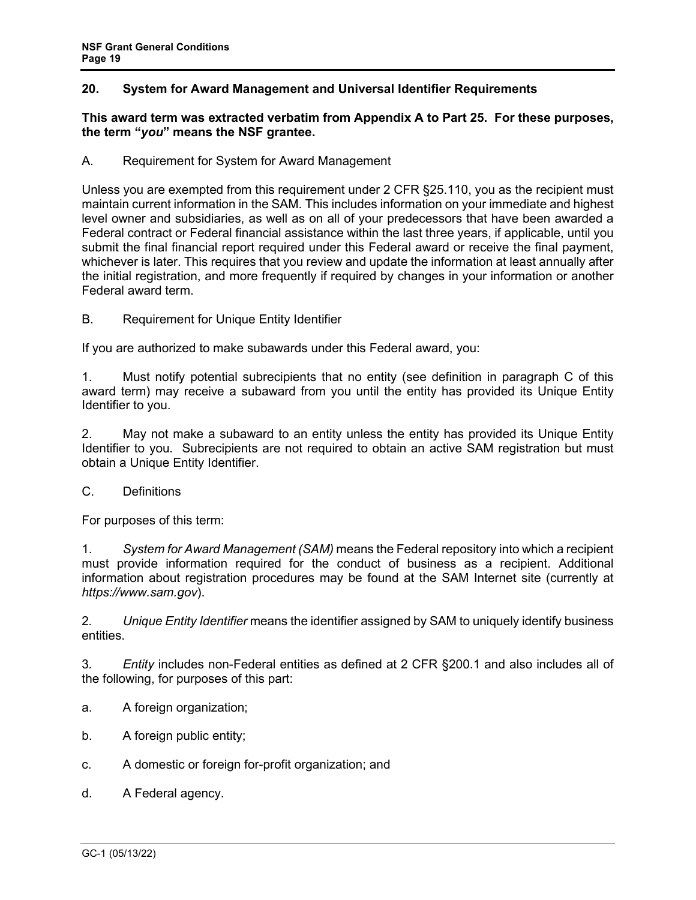## 20. System for Award Management and Universal Identifier Requirements

**This award term was extracted verbatim from Appendix A to Part 25. For these purposes, the term "*you*" means the NSF grantee.**

A. Requirement for System for Award Management

Unless you are exempted from this requirement under 2 CFR §25.110, you as the recipient must maintain current information in the SAM. This includes information on your immediate and highest level owner and subsidiaries, as well as on all of your predecessors that have been awarded a Federal contract or Federal financial assistance within the last three years, if applicable, until you submit the final financial report required under this Federal award or receive the final payment, whichever is later. This requires that you review and update the information at least annually after the initial registration, and more frequently if required by changes in your information or another Federal award term.

B. Requirement for Unique Entity Identifier

If you are authorized to make subawards under this Federal award, you:

1. Must notify potential subrecipients that no entity (see definition in paragraph C of this award term) may receive a subaward from you until the entity has provided its Unique Entity Identifier to you.

2. May not make a subaward to an entity unless the entity has provided its Unique Entity Identifier to you. Subrecipients are not required to obtain an active SAM registration but must obtain a Unique Entity Identifier.

C. Definitions

For purposes of this term:

1. *System for Award Management (SAM)* means the Federal repository into which a recipient must provide information required for the conduct of business as a recipient. Additional information about registration procedures may be found at the SAM Internet site (currently at *https://www.sam.gov*).

2. *Unique Entity Identifier* means the identifier assigned by SAM to uniquely identify business entities.

3. *Entity* includes non-Federal entities as defined at 2 CFR §200.1 and also includes all of the following, for purposes of this part:

a. A foreign organization;

b. A foreign public entity;

c. A domestic or foreign for-profit organization; and

d. A Federal agency.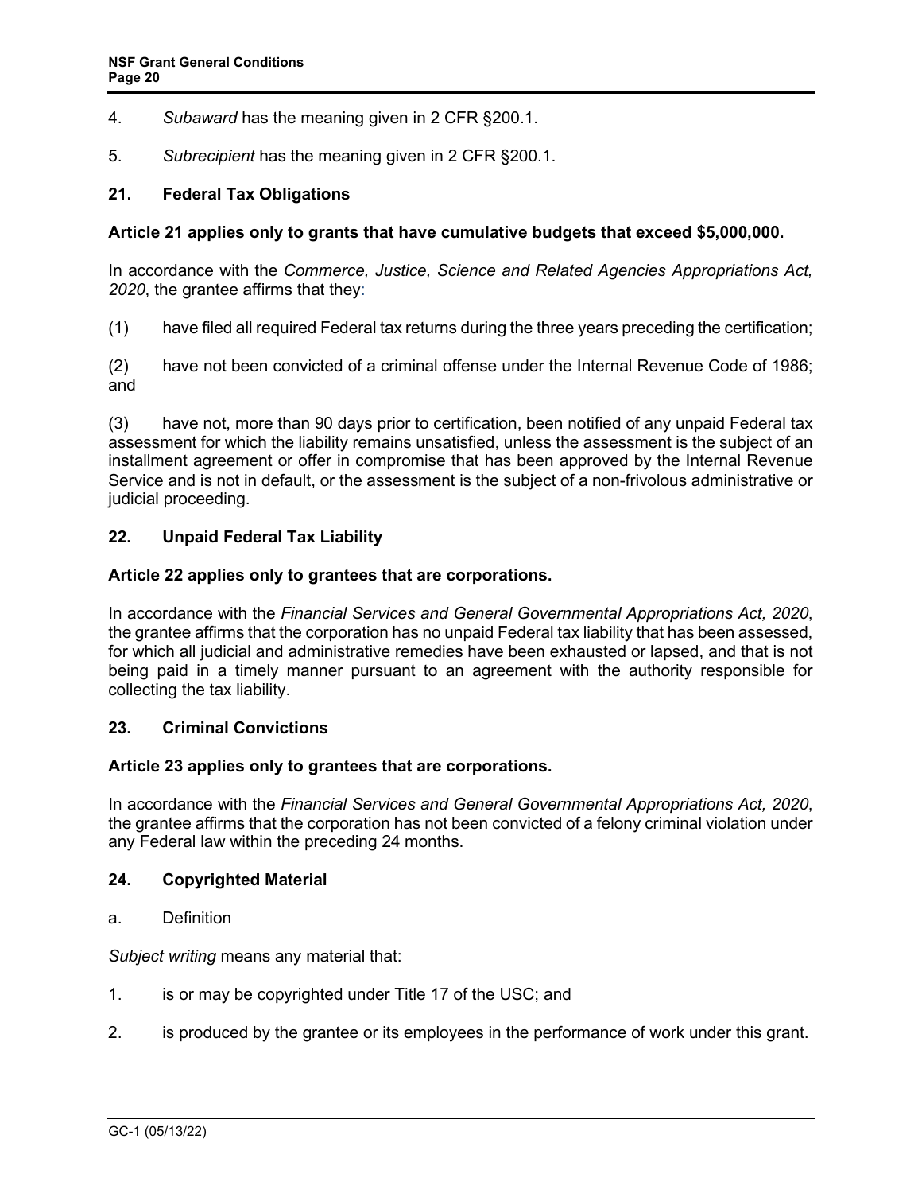4. *Subaward* has the meaning given in 2 CFR §200.1.

5. *Subrecipient* has the meaning given in 2 CFR §200.1.

### 21. Federal Tax Obligations

**Article 21 applies only to grants that have cumulative budgets that exceed $5,000,000.**

In accordance with the *Commerce, Justice, Science and Related Agencies Appropriations Act, 2020*, the grantee affirms that they:

(1) have filed all required Federal tax returns during the three years preceding the certification;

(2) have not been convicted of a criminal offense under the Internal Revenue Code of 1986; and

(3) have not, more than 90 days prior to certification, been notified of any unpaid Federal tax assessment for which the liability remains unsatisfied, unless the assessment is the subject of an installment agreement or offer in compromise that has been approved by the Internal Revenue Service and is not in default, or the assessment is the subject of a non-frivolous administrative or judicial proceeding.

### 22. Unpaid Federal Tax Liability

**Article 22 applies only to grantees that are corporations.**

In accordance with the *Financial Services and General Governmental Appropriations Act, 2020*, the grantee affirms that the corporation has no unpaid Federal tax liability that has been assessed, for which all judicial and administrative remedies have been exhausted or lapsed, and that is not being paid in a timely manner pursuant to an agreement with the authority responsible for collecting the tax liability.

### 23. Criminal Convictions

**Article 23 applies only to grantees that are corporations.**

In accordance with the *Financial Services and General Governmental Appropriations Act, 2020*, the grantee affirms that the corporation has not been convicted of a felony criminal violation under any Federal law within the preceding 24 months.

### 24. Copyrighted Material

a. Definition

*Subject writing* means any material that:

1. is or may be copyrighted under Title 17 of the USC; and

2. is produced by the grantee or its employees in the performance of work under this grant.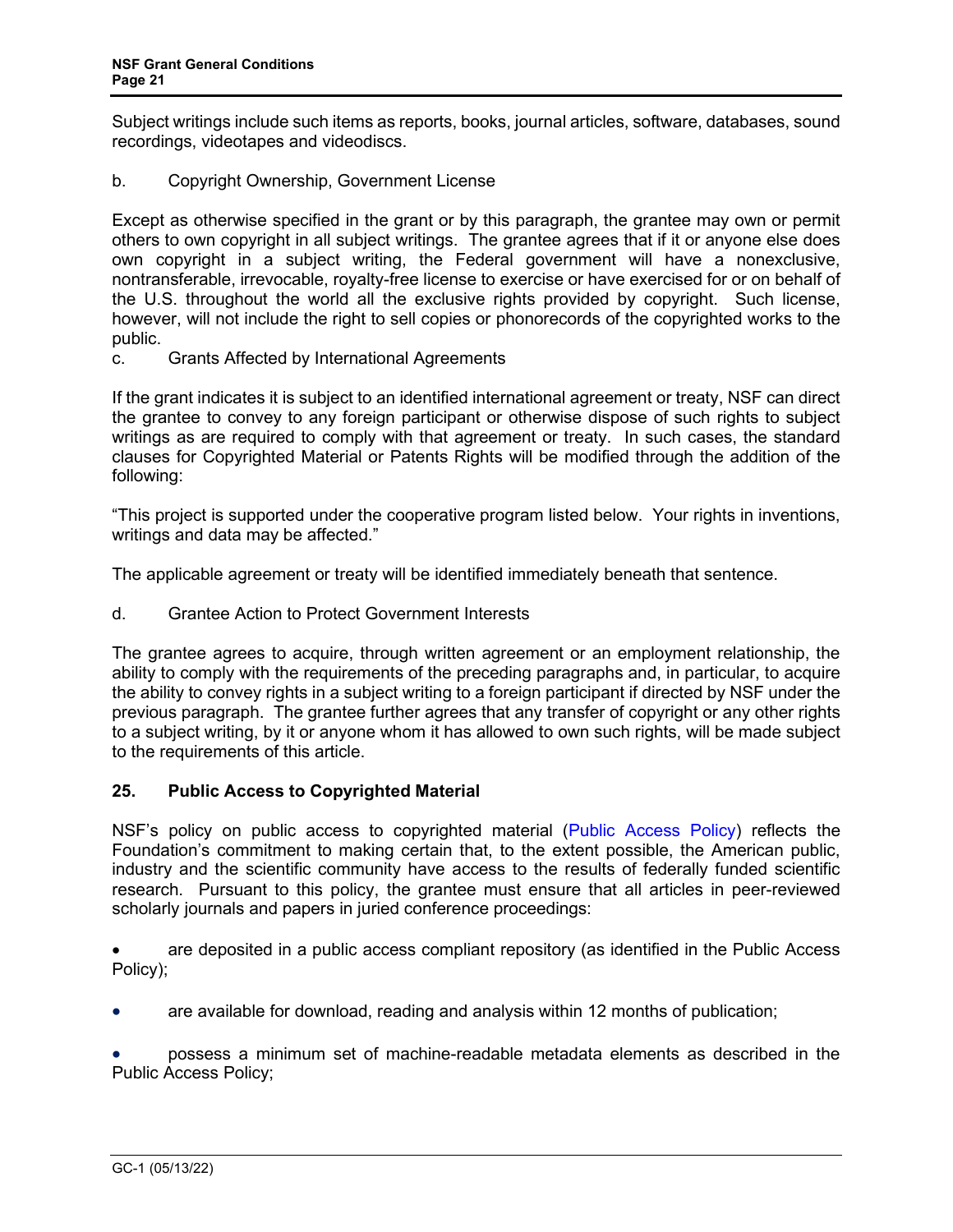Subject writings include such items as reports, books, journal articles, software, databases, sound recordings, videotapes and videodiscs.

b. Copyright Ownership, Government License

Except as otherwise specified in the grant or by this paragraph, the grantee may own or permit others to own copyright in all subject writings. The grantee agrees that if it or anyone else does own copyright in a subject writing, the Federal government will have a nonexclusive, nontransferable, irrevocable, royalty-free license to exercise or have exercised for or on behalf of the U.S. throughout the world all the exclusive rights provided by copyright. Such license, however, will not include the right to sell copies or phonorecords of the copyrighted works to the public.

c. Grants Affected by International Agreements

If the grant indicates it is subject to an identified international agreement or treaty, NSF can direct the grantee to convey to any foreign participant or otherwise dispose of such rights to subject writings as are required to comply with that agreement or treaty. In such cases, the standard clauses for Copyrighted Material or Patents Rights will be modified through the addition of the following:

"This project is supported under the cooperative program listed below. Your rights in inventions, writings and data may be affected."

The applicable agreement or treaty will be identified immediately beneath that sentence.

d. Grantee Action to Protect Government Interests

The grantee agrees to acquire, through written agreement or an employment relationship, the ability to comply with the requirements of the preceding paragraphs and, in particular, to acquire the ability to convey rights in a subject writing to a foreign participant if directed by NSF under the previous paragraph. The grantee further agrees that any transfer of copyright or any other rights to a subject writing, by it or anyone whom it has allowed to own such rights, will be made subject to the requirements of this article.

## 25. Public Access to Copyrighted Material

NSF's policy on public access to copyrighted material (Public Access Policy) reflects the Foundation's commitment to making certain that, to the extent possible, the American public, industry and the scientific community have access to the results of federally funded scientific research. Pursuant to this policy, the grantee must ensure that all articles in peer-reviewed scholarly journals and papers in juried conference proceedings:

- are deposited in a public access compliant repository (as identified in the Public Access Policy);
- are available for download, reading and analysis within 12 months of publication;
- possess a minimum set of machine-readable metadata elements as described in the Public Access Policy;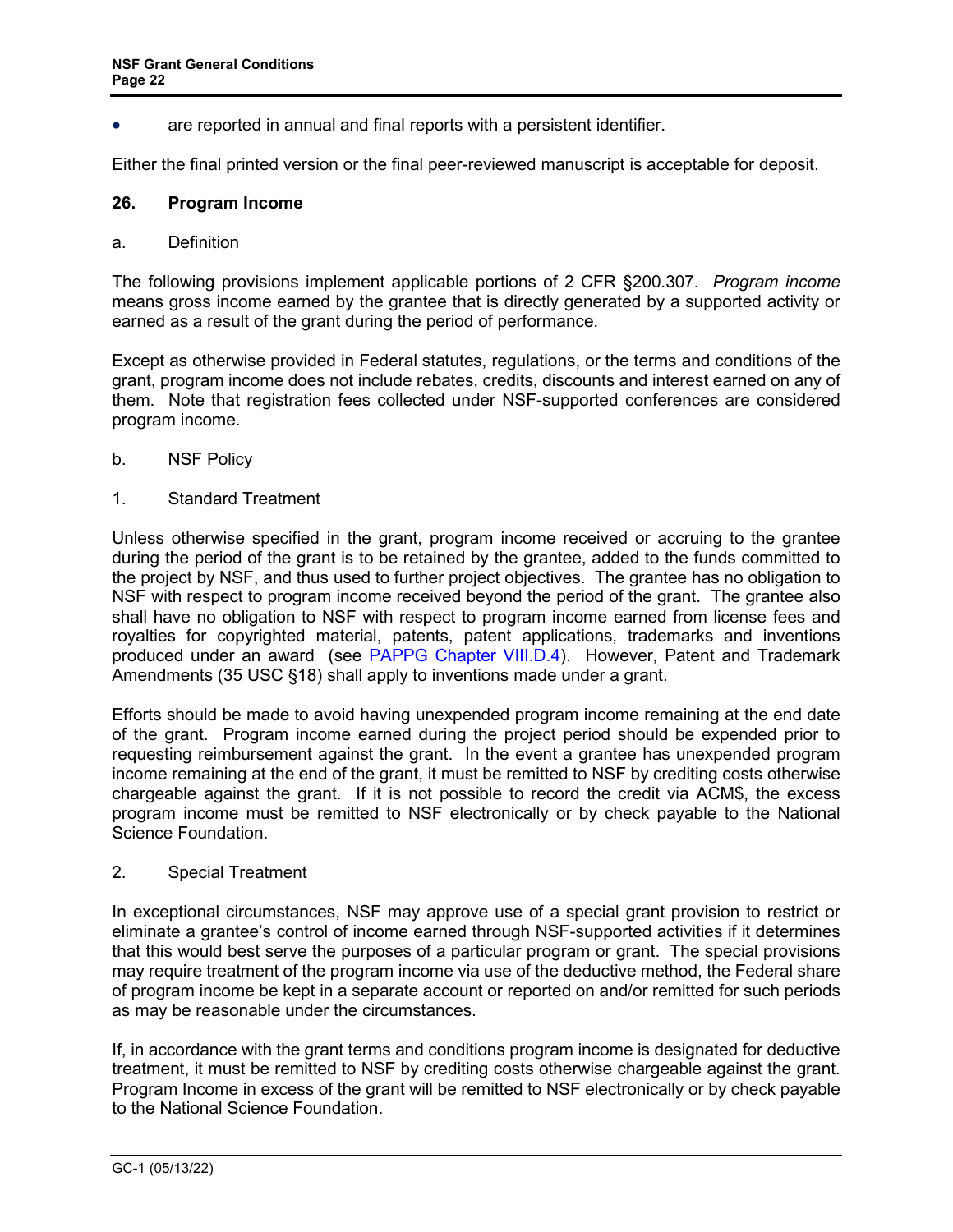- are reported in annual and final reports with a persistent identifier.

Either the final printed version or the final peer-reviewed manuscript is acceptable for deposit.

## 26. Program Income

### a. Definition

The following provisions implement applicable portions of 2 CFR §200.307. *Program income* means gross income earned by the grantee that is directly generated by a supported activity or earned as a result of the grant during the period of performance.

Except as otherwise provided in Federal statutes, regulations, or the terms and conditions of the grant, program income does not include rebates, credits, discounts and interest earned on any of them. Note that registration fees collected under NSF-supported conferences are considered program income.

### b. NSF Policy

#### 1. Standard Treatment

Unless otherwise specified in the grant, program income received or accruing to the grantee during the period of the grant is to be retained by the grantee, added to the funds committed to the project by NSF, and thus used to further project objectives. The grantee has no obligation to NSF with respect to program income received beyond the period of the grant. The grantee also shall have no obligation to NSF with respect to program income earned from license fees and royalties for copyrighted material, patents, patent applications, trademarks and inventions produced under an award (see PAPPG Chapter VIII.D.4). However, Patent and Trademark Amendments (35 USC §18) shall apply to inventions made under a grant.

Efforts should be made to avoid having unexpended program income remaining at the end date of the grant. Program income earned during the project period should be expended prior to requesting reimbursement against the grant. In the event a grantee has unexpended program income remaining at the end of the grant, it must be remitted to NSF by crediting costs otherwise chargeable against the grant. If it is not possible to record the credit via ACM$, the excess program income must be remitted to NSF electronically or by check payable to the National Science Foundation.

#### 2. Special Treatment

In exceptional circumstances, NSF may approve use of a special grant provision to restrict or eliminate a grantee's control of income earned through NSF-supported activities if it determines that this would best serve the purposes of a particular program or grant. The special provisions may require treatment of the program income via use of the deductive method, the Federal share of program income be kept in a separate account or reported on and/or remitted for such periods as may be reasonable under the circumstances.

If, in accordance with the grant terms and conditions program income is designated for deductive treatment, it must be remitted to NSF by crediting costs otherwise chargeable against the grant. Program Income in excess of the grant will be remitted to NSF electronically or by check payable to the National Science Foundation.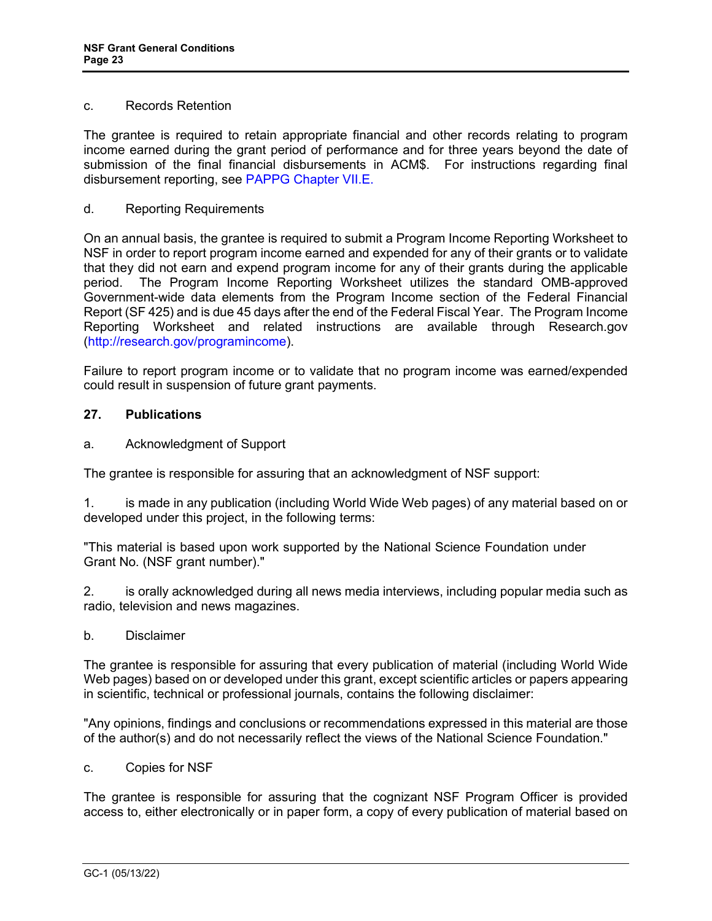c. Records Retention

The grantee is required to retain appropriate financial and other records relating to program income earned during the grant period of performance and for three years beyond the date of submission of the final financial disbursements in ACM$. For instructions regarding final disbursement reporting, see PAPPG Chapter VII.E.

d. Reporting Requirements

On an annual basis, the grantee is required to submit a Program Income Reporting Worksheet to NSF in order to report program income earned and expended for any of their grants or to validate that they did not earn and expend program income for any of their grants during the applicable period. The Program Income Reporting Worksheet utilizes the standard OMB-approved Government-wide data elements from the Program Income section of the Federal Financial Report (SF 425) and is due 45 days after the end of the Federal Fiscal Year. The Program Income Reporting Worksheet and related instructions are available through Research.gov (http://research.gov/programincome).

Failure to report program income or to validate that no program income was earned/expended could result in suspension of future grant payments.

### 27. Publications

a. Acknowledgment of Support

The grantee is responsible for assuring that an acknowledgment of NSF support:

1. is made in any publication (including World Wide Web pages) of any material based on or developed under this project, in the following terms:

"This material is based upon work supported by the National Science Foundation under Grant No. (NSF grant number)."

2. is orally acknowledged during all news media interviews, including popular media such as radio, television and news magazines.

b. Disclaimer

The grantee is responsible for assuring that every publication of material (including World Wide Web pages) based on or developed under this grant, except scientific articles or papers appearing in scientific, technical or professional journals, contains the following disclaimer:

"Any opinions, findings and conclusions or recommendations expressed in this material are those of the author(s) and do not necessarily reflect the views of the National Science Foundation."

c. Copies for NSF

The grantee is responsible for assuring that the cognizant NSF Program Officer is provided access to, either electronically or in paper form, a copy of every publication of material based on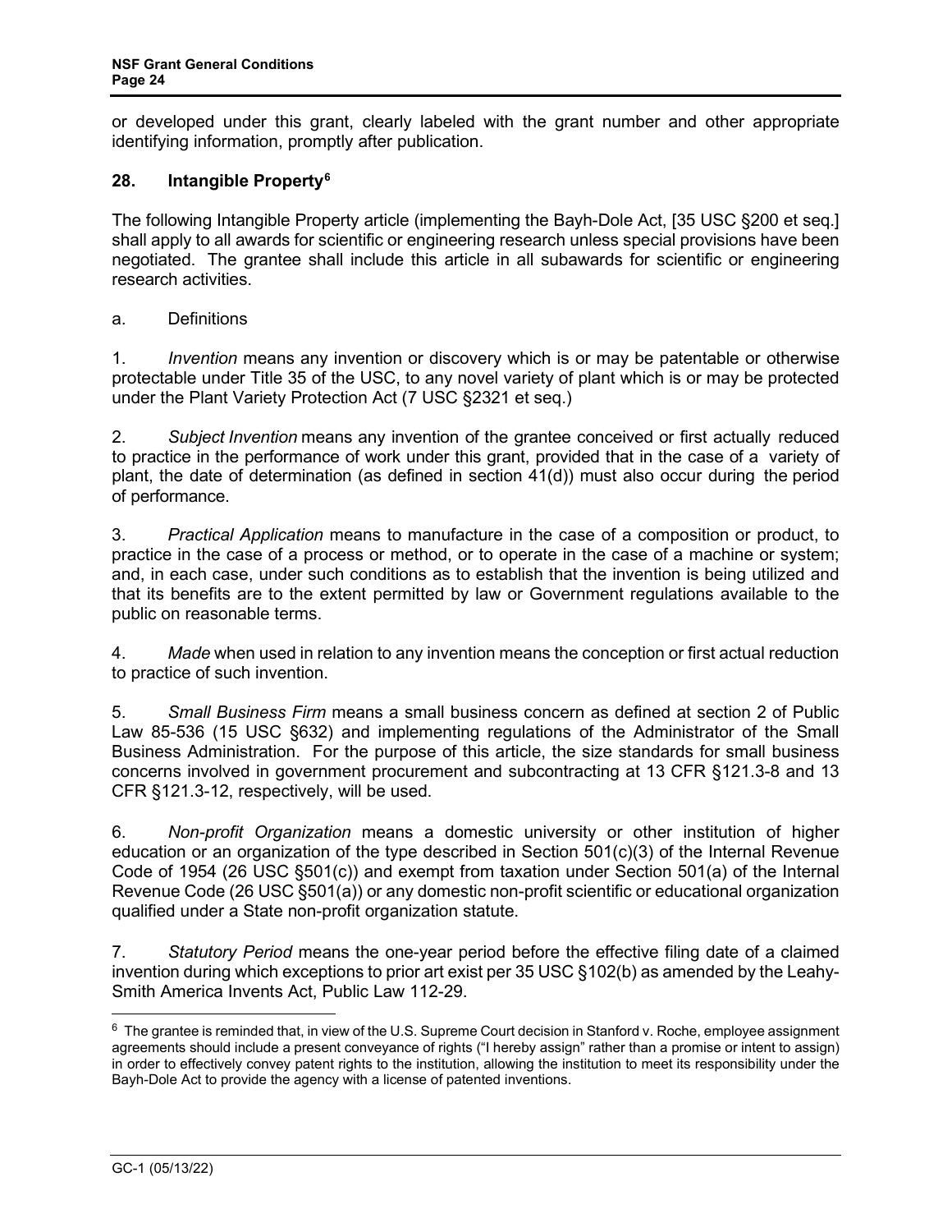or developed under this grant, clearly labeled with the grant number and other appropriate identifying information, promptly after publication.

## 28. Intangible Property[6]

The following Intangible Property article (implementing the Bayh-Dole Act, [35 USC §200 et seq.] shall apply to all awards for scientific or engineering research unless special provisions have been negotiated. The grantee shall include this article in all subawards for scientific or engineering research activities.

a. Definitions

1. *Invention* means any invention or discovery which is or may be patentable or otherwise protectable under Title 35 of the USC, to any novel variety of plant which is or may be protected under the Plant Variety Protection Act (7 USC §2321 et seq.)

2. *Subject Invention* means any invention of the grantee conceived or first actually reduced to practice in the performance of work under this grant, provided that in the case of a variety of plant, the date of determination (as defined in section 41(d)) must also occur during the period of performance.

3. *Practical Application* means to manufacture in the case of a composition or product, to practice in the case of a process or method, or to operate in the case of a machine or system; and, in each case, under such conditions as to establish that the invention is being utilized and that its benefits are to the extent permitted by law or Government regulations available to the public on reasonable terms.

4. *Made* when used in relation to any invention means the conception or first actual reduction to practice of such invention.

5. *Small Business Firm* means a small business concern as defined at section 2 of Public Law 85-536 (15 USC §632) and implementing regulations of the Administrator of the Small Business Administration. For the purpose of this article, the size standards for small business concerns involved in government procurement and subcontracting at 13 CFR §121.3-8 and 13 CFR §121.3-12, respectively, will be used.

6. *Non-profit Organization* means a domestic university or other institution of higher education or an organization of the type described in Section 501(c)(3) of the Internal Revenue Code of 1954 (26 USC §501(c)) and exempt from taxation under Section 501(a) of the Internal Revenue Code (26 USC §501(a)) or any domestic non-profit scientific or educational organization qualified under a State non-profit organization statute.

7. *Statutory Period* means the one-year period before the effective filing date of a claimed invention during which exceptions to prior art exist per 35 USC §102(b) as amended by the Leahy-Smith America Invents Act, Public Law 112-29.

---

[6] The grantee is reminded that, in view of the U.S. Supreme Court decision in Stanford v. Roche, employee assignment agreements should include a present conveyance of rights ("I hereby assign" rather than a promise or intent to assign) in order to effectively convey patent rights to the institution, allowing the institution to meet its responsibility under the Bayh-Dole Act to provide the agency with a license of patented inventions.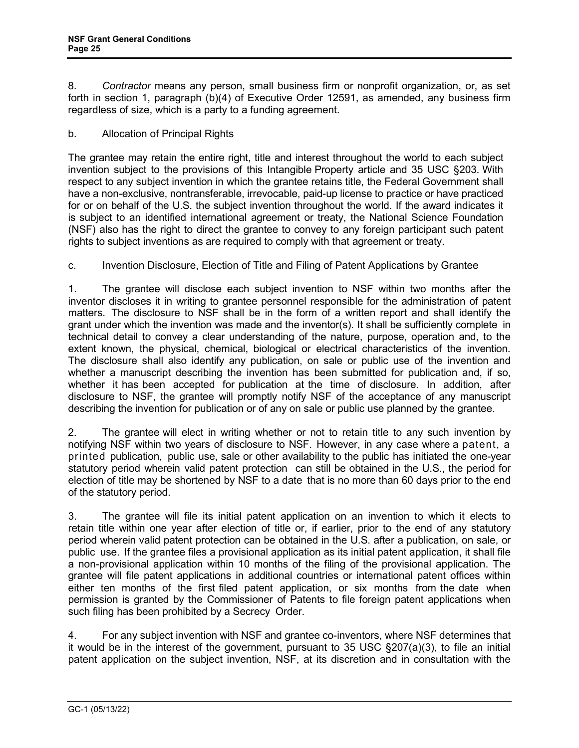8. *Contractor* means any person, small business firm or nonprofit organization, or, as set forth in section 1, paragraph (b)(4) of Executive Order 12591, as amended, any business firm regardless of size, which is a party to a funding agreement.

b. Allocation of Principal Rights

The grantee may retain the entire right, title and interest throughout the world to each subject invention subject to the provisions of this Intangible Property article and 35 USC §203. With respect to any subject invention in which the grantee retains title, the Federal Government shall have a non-exclusive, nontransferable, irrevocable, paid-up license to practice or have practiced for or on behalf of the U.S. the subject invention throughout the world. If the award indicates it is subject to an identified international agreement or treaty, the National Science Foundation (NSF) also has the right to direct the grantee to convey to any foreign participant such patent rights to subject inventions as are required to comply with that agreement or treaty.

c. Invention Disclosure, Election of Title and Filing of Patent Applications by Grantee

1. The grantee will disclose each subject invention to NSF within two months after the inventor discloses it in writing to grantee personnel responsible for the administration of patent matters. The disclosure to NSF shall be in the form of a written report and shall identify the grant under which the invention was made and the inventor(s). It shall be sufficiently complete in technical detail to convey a clear understanding of the nature, purpose, operation and, to the extent known, the physical, chemical, biological or electrical characteristics of the invention. The disclosure shall also identify any publication, on sale or public use of the invention and whether a manuscript describing the invention has been submitted for publication and, if so, whether it has been accepted for publication at the time of disclosure. In addition, after disclosure to NSF, the grantee will promptly notify NSF of the acceptance of any manuscript describing the invention for publication or of any on sale or public use planned by the grantee.

2. The grantee will elect in writing whether or not to retain title to any such invention by notifying NSF within two years of disclosure to NSF. However, in any case where a patent, a printed publication, public use, sale or other availability to the public has initiated the one-year statutory period wherein valid patent protection can still be obtained in the U.S., the period for election of title may be shortened by NSF to a date that is no more than 60 days prior to the end of the statutory period.

3. The grantee will file its initial patent application on an invention to which it elects to retain title within one year after election of title or, if earlier, prior to the end of any statutory period wherein valid patent protection can be obtained in the U.S. after a publication, on sale, or public use. If the grantee files a provisional application as its initial patent application, it shall file a non-provisional application within 10 months of the filing of the provisional application. The grantee will file patent applications in additional countries or international patent offices within either ten months of the first filed patent application, or six months from the date when permission is granted by the Commissioner of Patents to file foreign patent applications when such filing has been prohibited by a Secrecy Order.

4. For any subject invention with NSF and grantee co-inventors, where NSF determines that it would be in the interest of the government, pursuant to 35 USC §207(a)(3), to file an initial patent application on the subject invention, NSF, at its discretion and in consultation with the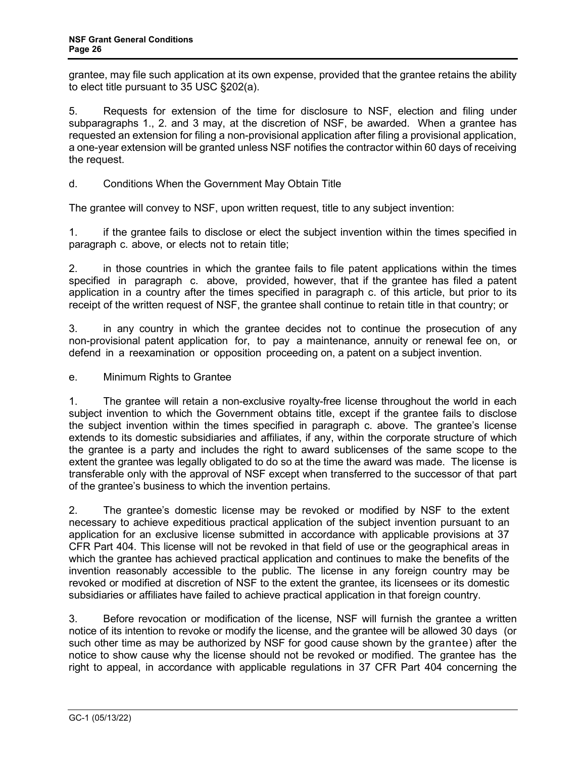grantee, may file such application at its own expense, provided that the grantee retains the ability to elect title pursuant to 35 USC §202(a).

5. Requests for extension of the time for disclosure to NSF, election and filing under subparagraphs 1., 2. and 3 may, at the discretion of NSF, be awarded. When a grantee has requested an extension for filing a non-provisional application after filing a provisional application, a one-year extension will be granted unless NSF notifies the contractor within 60 days of receiving the request.

d. Conditions When the Government May Obtain Title

The grantee will convey to NSF, upon written request, title to any subject invention:

1. if the grantee fails to disclose or elect the subject invention within the times specified in paragraph c. above, or elects not to retain title;

2. in those countries in which the grantee fails to file patent applications within the times specified in paragraph c. above, provided, however, that if the grantee has filed a patent application in a country after the times specified in paragraph c. of this article, but prior to its receipt of the written request of NSF, the grantee shall continue to retain title in that country; or

3. in any country in which the grantee decides not to continue the prosecution of any non-provisional patent application for, to pay a maintenance, annuity or renewal fee on, or defend in a reexamination or opposition proceeding on, a patent on a subject invention.

e. Minimum Rights to Grantee

1. The grantee will retain a non-exclusive royalty-free license throughout the world in each subject invention to which the Government obtains title, except if the grantee fails to disclose the subject invention within the times specified in paragraph c. above. The grantee's license extends to its domestic subsidiaries and affiliates, if any, within the corporate structure of which the grantee is a party and includes the right to award sublicenses of the same scope to the extent the grantee was legally obligated to do so at the time the award was made. The license is transferable only with the approval of NSF except when transferred to the successor of that part of the grantee's business to which the invention pertains.

2. The grantee's domestic license may be revoked or modified by NSF to the extent necessary to achieve expeditious practical application of the subject invention pursuant to an application for an exclusive license submitted in accordance with applicable provisions at 37 CFR Part 404. This license will not be revoked in that field of use or the geographical areas in which the grantee has achieved practical application and continues to make the benefits of the invention reasonably accessible to the public. The license in any foreign country may be revoked or modified at discretion of NSF to the extent the grantee, its licensees or its domestic subsidiaries or affiliates have failed to achieve practical application in that foreign country.

3. Before revocation or modification of the license, NSF will furnish the grantee a written notice of its intention to revoke or modify the license, and the grantee will be allowed 30 days (or such other time as may be authorized by NSF for good cause shown by the grantee) after the notice to show cause why the license should not be revoked or modified. The grantee has the right to appeal, in accordance with applicable regulations in 37 CFR Part 404 concerning the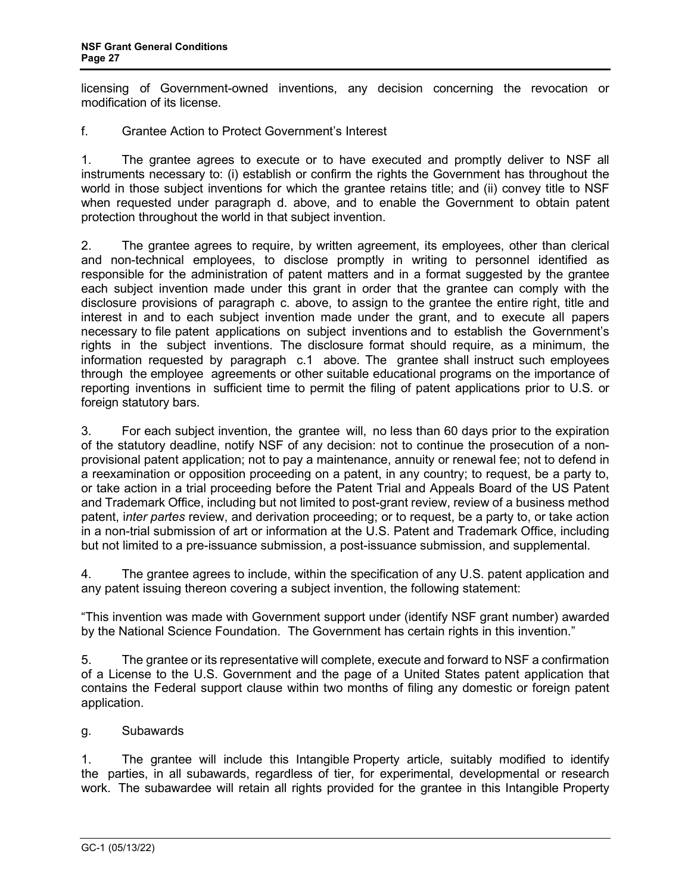licensing of Government-owned inventions, any decision concerning the revocation or modification of its license.

f. Grantee Action to Protect Government's Interest

1. The grantee agrees to execute or to have executed and promptly deliver to NSF all instruments necessary to: (i) establish or confirm the rights the Government has throughout the world in those subject inventions for which the grantee retains title; and (ii) convey title to NSF when requested under paragraph d. above, and to enable the Government to obtain patent protection throughout the world in that subject invention.

2. The grantee agrees to require, by written agreement, its employees, other than clerical and non-technical employees, to disclose promptly in writing to personnel identified as responsible for the administration of patent matters and in a format suggested by the grantee each subject invention made under this grant in order that the grantee can comply with the disclosure provisions of paragraph c. above, to assign to the grantee the entire right, title and interest in and to each subject invention made under the grant, and to execute all papers necessary to file patent applications on subject inventions and to establish the Government's rights in the subject inventions. The disclosure format should require, as a minimum, the information requested by paragraph c.1 above. The grantee shall instruct such employees through the employee agreements or other suitable educational programs on the importance of reporting inventions in sufficient time to permit the filing of patent applications prior to U.S. or foreign statutory bars.

3. For each subject invention, the grantee will, no less than 60 days prior to the expiration of the statutory deadline, notify NSF of any decision: not to continue the prosecution of a non-provisional patent application; not to pay a maintenance, annuity or renewal fee; not to defend in a reexamination or opposition proceeding on a patent, in any country; to request, be a party to, or take action in a trial proceeding before the Patent Trial and Appeals Board of the US Patent and Trademark Office, including but not limited to post-grant review, review of a business method patent, i*nter partes* review, and derivation proceeding; or to request, be a party to, or take action in a non-trial submission of art or information at the U.S. Patent and Trademark Office, including but not limited to a pre-issuance submission, a post-issuance submission, and supplemental.

4. The grantee agrees to include, within the specification of any U.S. patent application and any patent issuing thereon covering a subject invention, the following statement:

"This invention was made with Government support under (identify NSF grant number) awarded by the National Science Foundation. The Government has certain rights in this invention."

5. The grantee or its representative will complete, execute and forward to NSF a confirmation of a License to the U.S. Government and the page of a United States patent application that contains the Federal support clause within two months of filing any domestic or foreign patent application.

g. Subawards

1. The grantee will include this Intangible Property article, suitably modified to identify the parties, in all subawards, regardless of tier, for experimental, developmental or research work. The subawardee will retain all rights provided for the grantee in this Intangible Property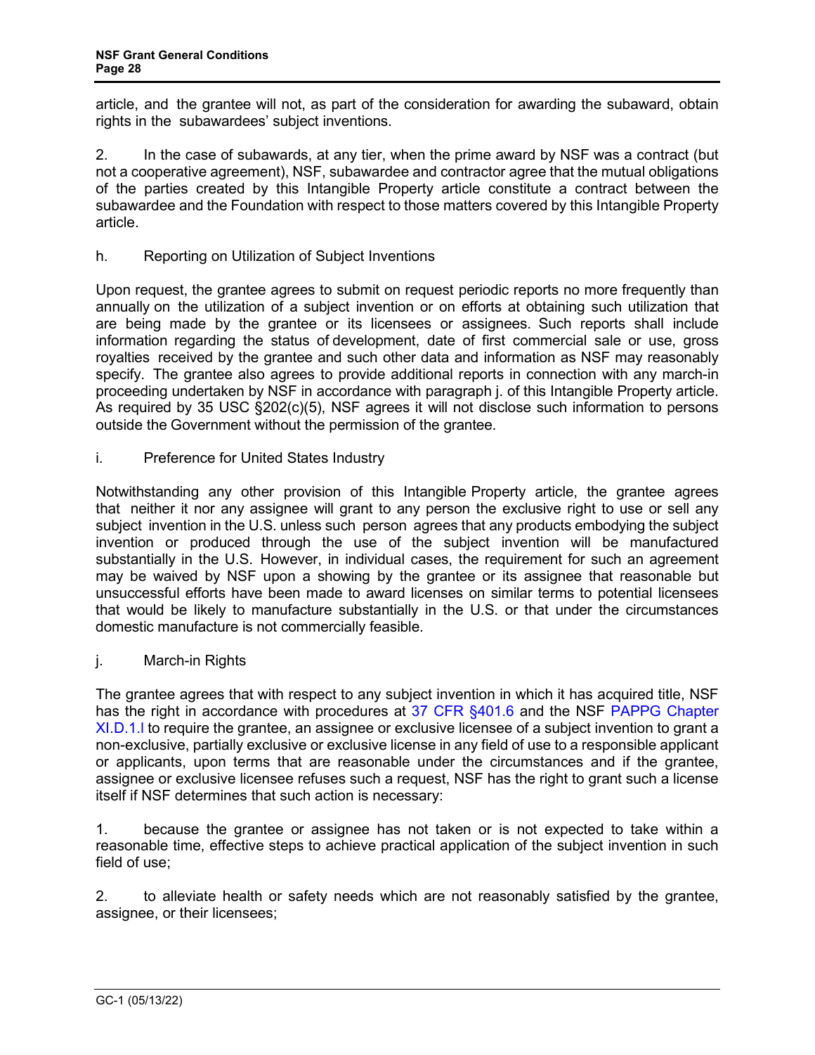article, and the grantee will not, as part of the consideration for awarding the subaward, obtain rights in the subawardees' subject inventions.

2. In the case of subawards, at any tier, when the prime award by NSF was a contract (but not a cooperative agreement), NSF, subawardee and contractor agree that the mutual obligations of the parties created by this Intangible Property article constitute a contract between the subawardee and the Foundation with respect to those matters covered by this Intangible Property article.

h. Reporting on Utilization of Subject Inventions

Upon request, the grantee agrees to submit on request periodic reports no more frequently than annually on the utilization of a subject invention or on efforts at obtaining such utilization that are being made by the grantee or its licensees or assignees. Such reports shall include information regarding the status of development, date of first commercial sale or use, gross royalties received by the grantee and such other data and information as NSF may reasonably specify. The grantee also agrees to provide additional reports in connection with any march-in proceeding undertaken by NSF in accordance with paragraph j. of this Intangible Property article. As required by 35 USC §202(c)(5), NSF agrees it will not disclose such information to persons outside the Government without the permission of the grantee.

i. Preference for United States Industry

Notwithstanding any other provision of this Intangible Property article, the grantee agrees that neither it nor any assignee will grant to any person the exclusive right to use or sell any subject invention in the U.S. unless such person agrees that any products embodying the subject invention or produced through the use of the subject invention will be manufactured substantially in the U.S. However, in individual cases, the requirement for such an agreement may be waived by NSF upon a showing by the grantee or its assignee that reasonable but unsuccessful efforts have been made to award licenses on similar terms to potential licensees that would be likely to manufacture substantially in the U.S. or that under the circumstances domestic manufacture is not commercially feasible.

j. March-in Rights

The grantee agrees that with respect to any subject invention in which it has acquired title, NSF has the right in accordance with procedures at 37 CFR §401.6 and the NSF PAPPG Chapter XI.D.1.l to require the grantee, an assignee or exclusive licensee of a subject invention to grant a non-exclusive, partially exclusive or exclusive license in any field of use to a responsible applicant or applicants, upon terms that are reasonable under the circumstances and if the grantee, assignee or exclusive licensee refuses such a request, NSF has the right to grant such a license itself if NSF determines that such action is necessary:

1. because the grantee or assignee has not taken or is not expected to take within a reasonable time, effective steps to achieve practical application of the subject invention in such field of use;

2. to alleviate health or safety needs which are not reasonably satisfied by the grantee, assignee, or their licensees;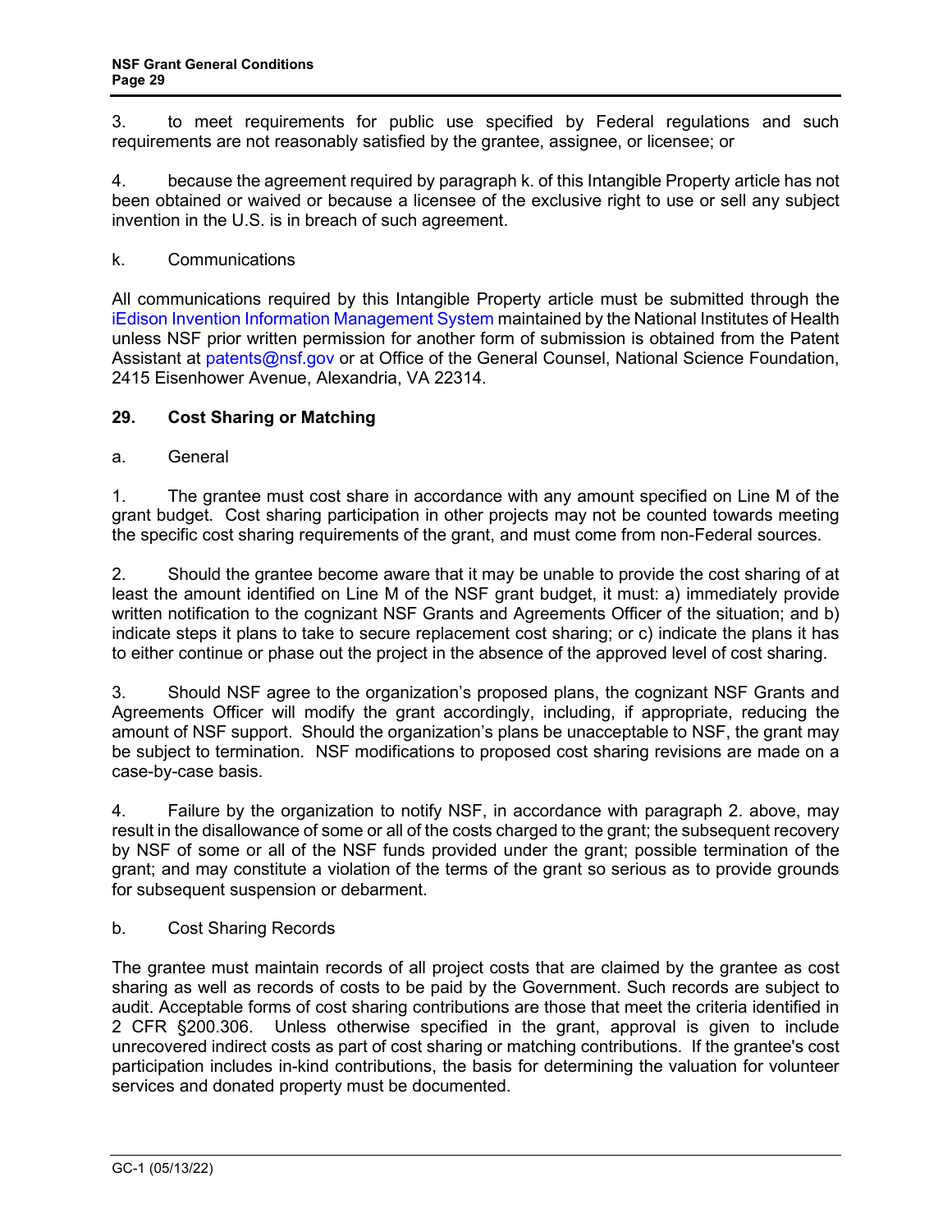3. to meet requirements for public use specified by Federal regulations and such requirements are not reasonably satisfied by the grantee, assignee, or licensee; or

4. because the agreement required by paragraph k. of this Intangible Property article has not been obtained or waived or because a licensee of the exclusive right to use or sell any subject invention in the U.S. is in breach of such agreement.

k. Communications

All communications required by this Intangible Property article must be submitted through the iEdison Invention Information Management System maintained by the National Institutes of Health unless NSF prior written permission for another form of submission is obtained from the Patent Assistant at patents@nsf.gov or at Office of the General Counsel, National Science Foundation, 2415 Eisenhower Avenue, Alexandria, VA 22314.

## 29. Cost Sharing or Matching

a. General

1. The grantee must cost share in accordance with any amount specified on Line M of the grant budget. Cost sharing participation in other projects may not be counted towards meeting the specific cost sharing requirements of the grant, and must come from non-Federal sources.

2. Should the grantee become aware that it may be unable to provide the cost sharing of at least the amount identified on Line M of the NSF grant budget, it must: a) immediately provide written notification to the cognizant NSF Grants and Agreements Officer of the situation; and b) indicate steps it plans to take to secure replacement cost sharing; or c) indicate the plans it has to either continue or phase out the project in the absence of the approved level of cost sharing.

3. Should NSF agree to the organization's proposed plans, the cognizant NSF Grants and Agreements Officer will modify the grant accordingly, including, if appropriate, reducing the amount of NSF support. Should the organization's plans be unacceptable to NSF, the grant may be subject to termination. NSF modifications to proposed cost sharing revisions are made on a case-by-case basis.

4. Failure by the organization to notify NSF, in accordance with paragraph 2. above, may result in the disallowance of some or all of the costs charged to the grant; the subsequent recovery by NSF of some or all of the NSF funds provided under the grant; possible termination of the grant; and may constitute a violation of the terms of the grant so serious as to provide grounds for subsequent suspension or debarment.

b. Cost Sharing Records

The grantee must maintain records of all project costs that are claimed by the grantee as cost sharing as well as records of costs to be paid by the Government. Such records are subject to audit. Acceptable forms of cost sharing contributions are those that meet the criteria identified in 2 CFR §200.306. Unless otherwise specified in the grant, approval is given to include unrecovered indirect costs as part of cost sharing or matching contributions. If the grantee's cost participation includes in-kind contributions, the basis for determining the valuation for volunteer services and donated property must be documented.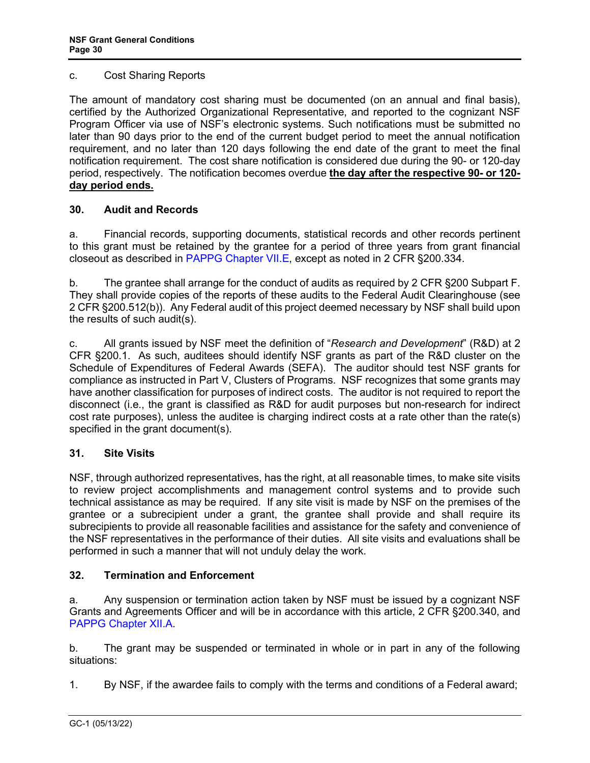c. Cost Sharing Reports

The amount of mandatory cost sharing must be documented (on an annual and final basis), certified by the Authorized Organizational Representative, and reported to the cognizant NSF Program Officer via use of NSF's electronic systems. Such notifications must be submitted no later than 90 days prior to the end of the current budget period to meet the annual notification requirement, and no later than 120 days following the end date of the grant to meet the final notification requirement. The cost share notification is considered due during the 90- or 120-day period, respectively. The notification becomes overdue **the day after the respective 90- or 120-day period ends.**

### 30. Audit and Records

a. Financial records, supporting documents, statistical records and other records pertinent to this grant must be retained by the grantee for a period of three years from grant financial closeout as described in PAPPG Chapter VII.E, except as noted in 2 CFR §200.334.

b. The grantee shall arrange for the conduct of audits as required by 2 CFR §200 Subpart F. They shall provide copies of the reports of these audits to the Federal Audit Clearinghouse (see 2 CFR §200.512(b)). Any Federal audit of this project deemed necessary by NSF shall build upon the results of such audit(s).

c. All grants issued by NSF meet the definition of "*Research and Development*" (R&D) at 2 CFR §200.1. As such, auditees should identify NSF grants as part of the R&D cluster on the Schedule of Expenditures of Federal Awards (SEFA). The auditor should test NSF grants for compliance as instructed in Part V, Clusters of Programs. NSF recognizes that some grants may have another classification for purposes of indirect costs. The auditor is not required to report the disconnect (i.e., the grant is classified as R&D for audit purposes but non-research for indirect cost rate purposes), unless the auditee is charging indirect costs at a rate other than the rate(s) specified in the grant document(s).

### 31. Site Visits

NSF, through authorized representatives, has the right, at all reasonable times, to make site visits to review project accomplishments and management control systems and to provide such technical assistance as may be required. If any site visit is made by NSF on the premises of the grantee or a subrecipient under a grant, the grantee shall provide and shall require its subrecipients to provide all reasonable facilities and assistance for the safety and convenience of the NSF representatives in the performance of their duties. All site visits and evaluations shall be performed in such a manner that will not unduly delay the work.

### 32. Termination and Enforcement

a. Any suspension or termination action taken by NSF must be issued by a cognizant NSF Grants and Agreements Officer and will be in accordance with this article, 2 CFR §200.340, and PAPPG Chapter XII.A.

b. The grant may be suspended or terminated in whole or in part in any of the following situations:

1. By NSF, if the awardee fails to comply with the terms and conditions of a Federal award;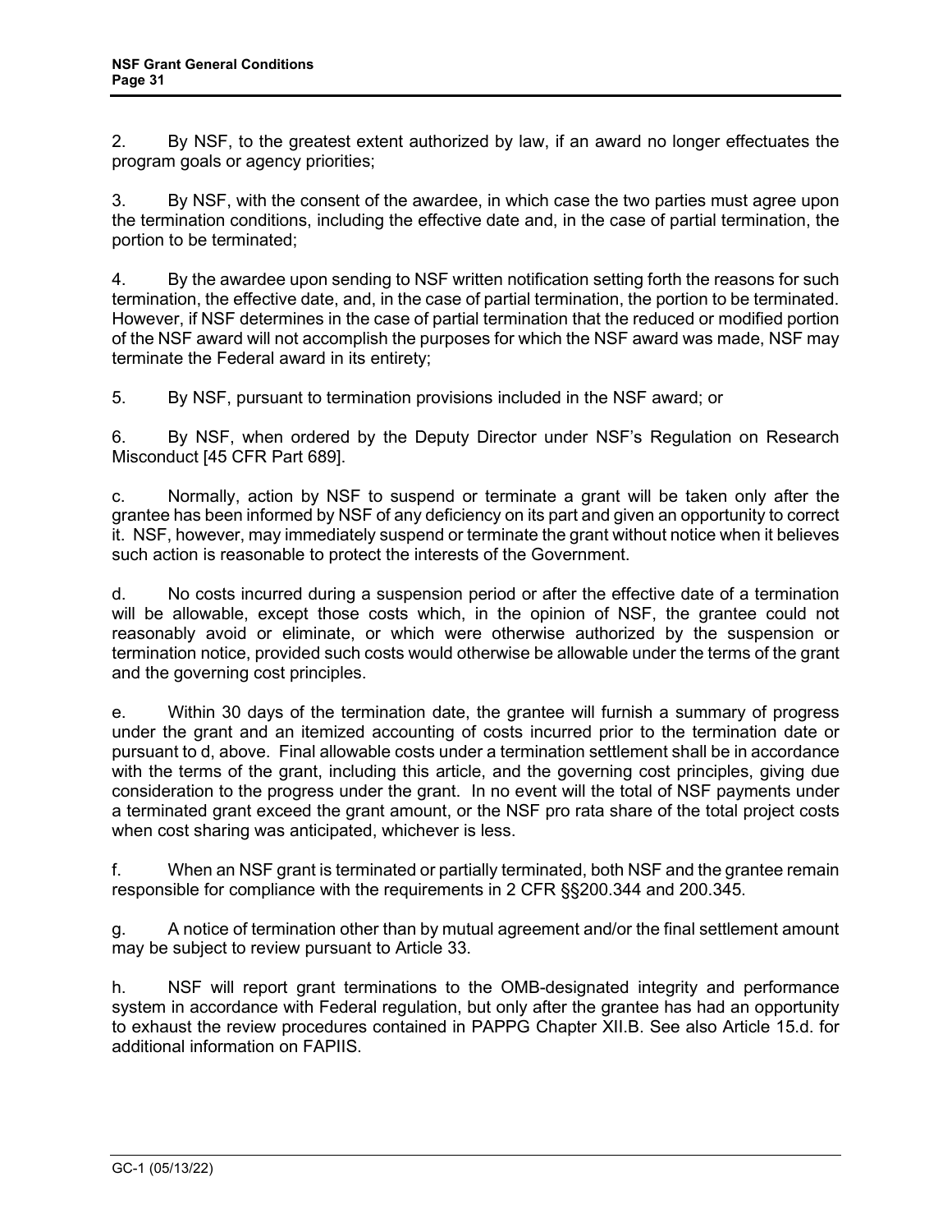2. By NSF, to the greatest extent authorized by law, if an award no longer effectuates the program goals or agency priorities;

3. By NSF, with the consent of the awardee, in which case the two parties must agree upon the termination conditions, including the effective date and, in the case of partial termination, the portion to be terminated;

4. By the awardee upon sending to NSF written notification setting forth the reasons for such termination, the effective date, and, in the case of partial termination, the portion to be terminated. However, if NSF determines in the case of partial termination that the reduced or modified portion of the NSF award will not accomplish the purposes for which the NSF award was made, NSF may terminate the Federal award in its entirety;

5. By NSF, pursuant to termination provisions included in the NSF award; or

6. By NSF, when ordered by the Deputy Director under NSF's Regulation on Research Misconduct [45 CFR Part 689].

c. Normally, action by NSF to suspend or terminate a grant will be taken only after the grantee has been informed by NSF of any deficiency on its part and given an opportunity to correct it. NSF, however, may immediately suspend or terminate the grant without notice when it believes such action is reasonable to protect the interests of the Government.

d. No costs incurred during a suspension period or after the effective date of a termination will be allowable, except those costs which, in the opinion of NSF, the grantee could not reasonably avoid or eliminate, or which were otherwise authorized by the suspension or termination notice, provided such costs would otherwise be allowable under the terms of the grant and the governing cost principles.

e. Within 30 days of the termination date, the grantee will furnish a summary of progress under the grant and an itemized accounting of costs incurred prior to the termination date or pursuant to d, above. Final allowable costs under a termination settlement shall be in accordance with the terms of the grant, including this article, and the governing cost principles, giving due consideration to the progress under the grant. In no event will the total of NSF payments under a terminated grant exceed the grant amount, or the NSF pro rata share of the total project costs when cost sharing was anticipated, whichever is less.

f. When an NSF grant is terminated or partially terminated, both NSF and the grantee remain responsible for compliance with the requirements in 2 CFR §§200.344 and 200.345.

g. A notice of termination other than by mutual agreement and/or the final settlement amount may be subject to review pursuant to Article 33.

h. NSF will report grant terminations to the OMB-designated integrity and performance system in accordance with Federal regulation, but only after the grantee has had an opportunity to exhaust the review procedures contained in PAPPG Chapter XII.B. See also Article 15.d. for additional information on FAPIIS.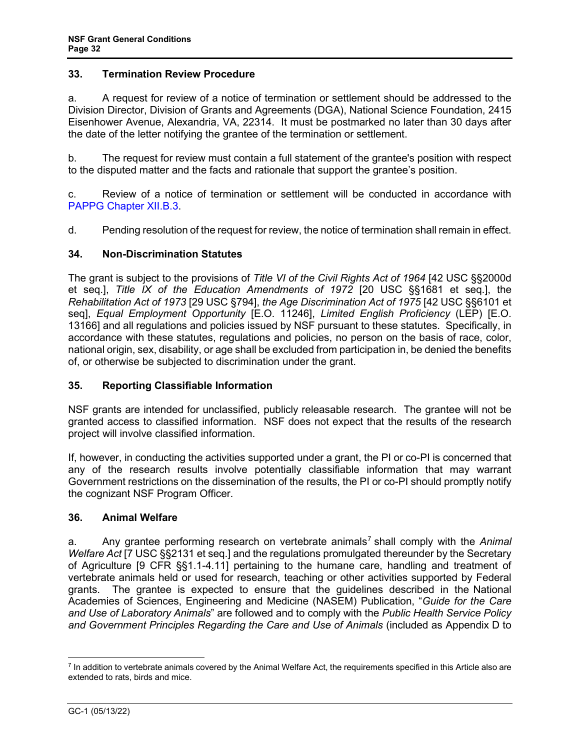### 33. Termination Review Procedure

a. A request for review of a notice of termination or settlement should be addressed to the Division Director, Division of Grants and Agreements (DGA), National Science Foundation, 2415 Eisenhower Avenue, Alexandria, VA, 22314. It must be postmarked no later than 30 days after the date of the letter notifying the grantee of the termination or settlement.

b. The request for review must contain a full statement of the grantee's position with respect to the disputed matter and the facts and rationale that support the grantee's position.

c. Review of a notice of termination or settlement will be conducted in accordance with PAPPG Chapter XII.B.3.

d. Pending resolution of the request for review, the notice of termination shall remain in effect.

### 34. Non-Discrimination Statutes

The grant is subject to the provisions of *Title VI of the Civil Rights Act of 1964* [42 USC §§2000d et seq.], *Title IX of the Education Amendments of 1972* [20 USC §§1681 et seq.], the *Rehabilitation Act of 1973* [29 USC §794], *the Age Discrimination Act of 1975* [42 USC §§6101 et seq], *Equal Employment Opportunity* [E.O. 11246], *Limited English Proficiency* (LEP) [E.O. 13166] and all regulations and policies issued by NSF pursuant to these statutes. Specifically, in accordance with these statutes, regulations and policies, no person on the basis of race, color, national origin, sex, disability, or age shall be excluded from participation in, be denied the benefits of, or otherwise be subjected to discrimination under the grant.

### 35. Reporting Classifiable Information

NSF grants are intended for unclassified, publicly releasable research. The grantee will not be granted access to classified information. NSF does not expect that the results of the research project will involve classified information.

If, however, in conducting the activities supported under a grant, the PI or co-PI is concerned that any of the research results involve potentially classifiable information that may warrant Government restrictions on the dissemination of the results, the PI or co-PI should promptly notify the cognizant NSF Program Officer.

### 36. Animal Welfare

a. Any grantee performing research on vertebrate animals[7] shall comply with the *Animal Welfare Act* [7 USC §§2131 et seq.] and the regulations promulgated thereunder by the Secretary of Agriculture [9 CFR §§1.1-4.11] pertaining to the humane care, handling and treatment of vertebrate animals held or used for research, teaching or other activities supported by Federal grants. The grantee is expected to ensure that the guidelines described in the National Academies of Sciences, Engineering and Medicine (NASEM) Publication, "*Guide for the Care and Use of Laboratory Animals*" are followed and to comply with the *Public Health Service Policy and Government Principles Regarding the Care and Use of Animals* (included as Appendix D to

---

[7] In addition to vertebrate animals covered by the Animal Welfare Act, the requirements specified in this Article also are extended to rats, birds and mice.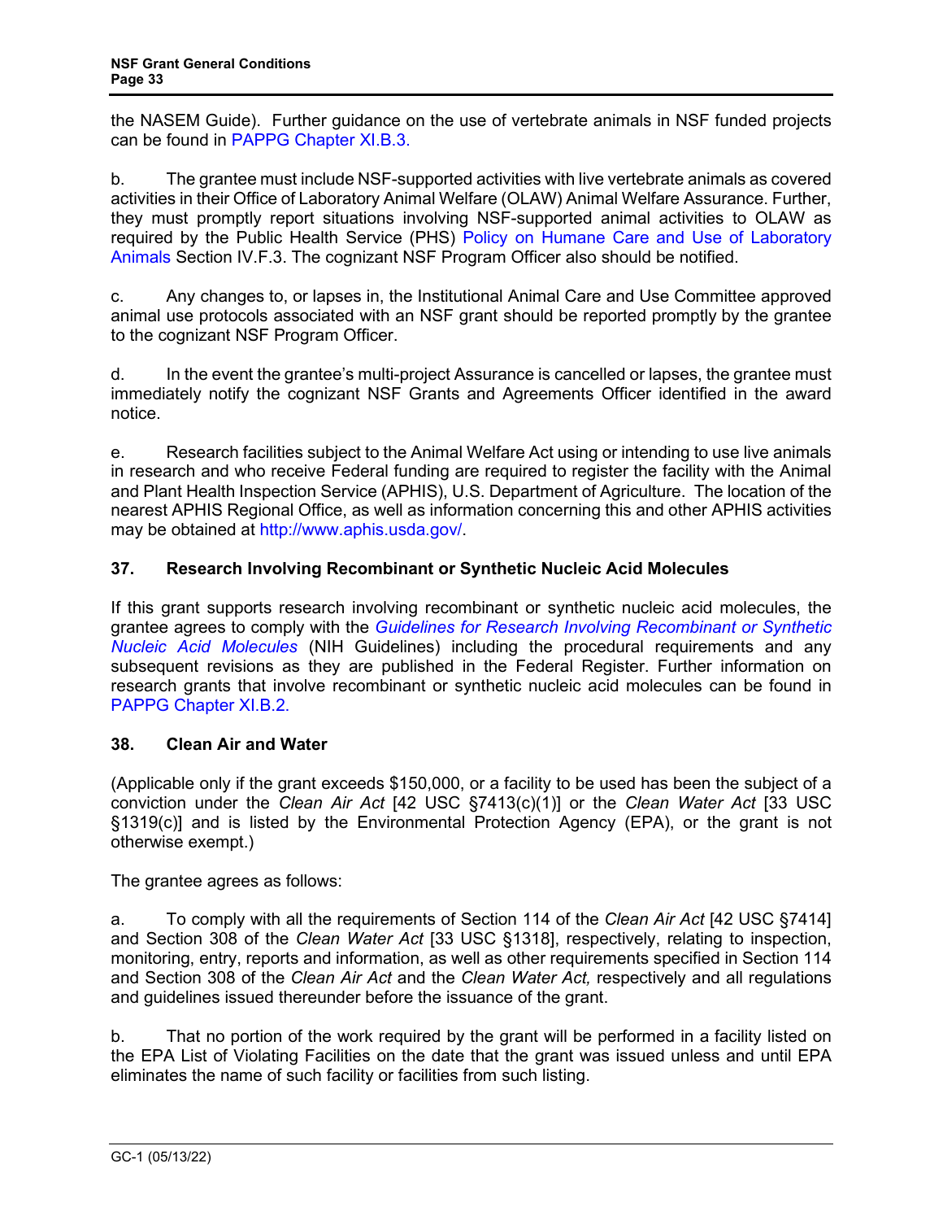the NASEM Guide). Further guidance on the use of vertebrate animals in NSF funded projects can be found in PAPPG Chapter XI.B.3.

b. The grantee must include NSF-supported activities with live vertebrate animals as covered activities in their Office of Laboratory Animal Welfare (OLAW) Animal Welfare Assurance. Further, they must promptly report situations involving NSF-supported animal activities to OLAW as required by the Public Health Service (PHS) Policy on Humane Care and Use of Laboratory Animals Section IV.F.3. The cognizant NSF Program Officer also should be notified.

c. Any changes to, or lapses in, the Institutional Animal Care and Use Committee approved animal use protocols associated with an NSF grant should be reported promptly by the grantee to the cognizant NSF Program Officer.

d. In the event the grantee's multi-project Assurance is cancelled or lapses, the grantee must immediately notify the cognizant NSF Grants and Agreements Officer identified in the award notice.

e. Research facilities subject to the Animal Welfare Act using or intending to use live animals in research and who receive Federal funding are required to register the facility with the Animal and Plant Health Inspection Service (APHIS), U.S. Department of Agriculture. The location of the nearest APHIS Regional Office, as well as information concerning this and other APHIS activities may be obtained at http://www.aphis.usda.gov/.

### 37. Research Involving Recombinant or Synthetic Nucleic Acid Molecules

If this grant supports research involving recombinant or synthetic nucleic acid molecules, the grantee agrees to comply with the *Guidelines for Research Involving Recombinant or Synthetic Nucleic Acid Molecules* (NIH Guidelines) including the procedural requirements and any subsequent revisions as they are published in the Federal Register. Further information on research grants that involve recombinant or synthetic nucleic acid molecules can be found in PAPPG Chapter XI.B.2.

### 38. Clean Air and Water

(Applicable only if the grant exceeds $150,000, or a facility to be used has been the subject of a conviction under the *Clean Air Act* [42 USC §7413(c)(1)] or the *Clean Water Act* [33 USC §1319(c)] and is listed by the Environmental Protection Agency (EPA), or the grant is not otherwise exempt.)

The grantee agrees as follows:

a. To comply with all the requirements of Section 114 of the *Clean Air Act* [42 USC §7414] and Section 308 of the *Clean Water Act* [33 USC §1318], respectively, relating to inspection, monitoring, entry, reports and information, as well as other requirements specified in Section 114 and Section 308 of the *Clean Air Act* and the *Clean Water Act,* respectively and all regulations and guidelines issued thereunder before the issuance of the grant.

b. That no portion of the work required by the grant will be performed in a facility listed on the EPA List of Violating Facilities on the date that the grant was issued unless and until EPA eliminates the name of such facility or facilities from such listing.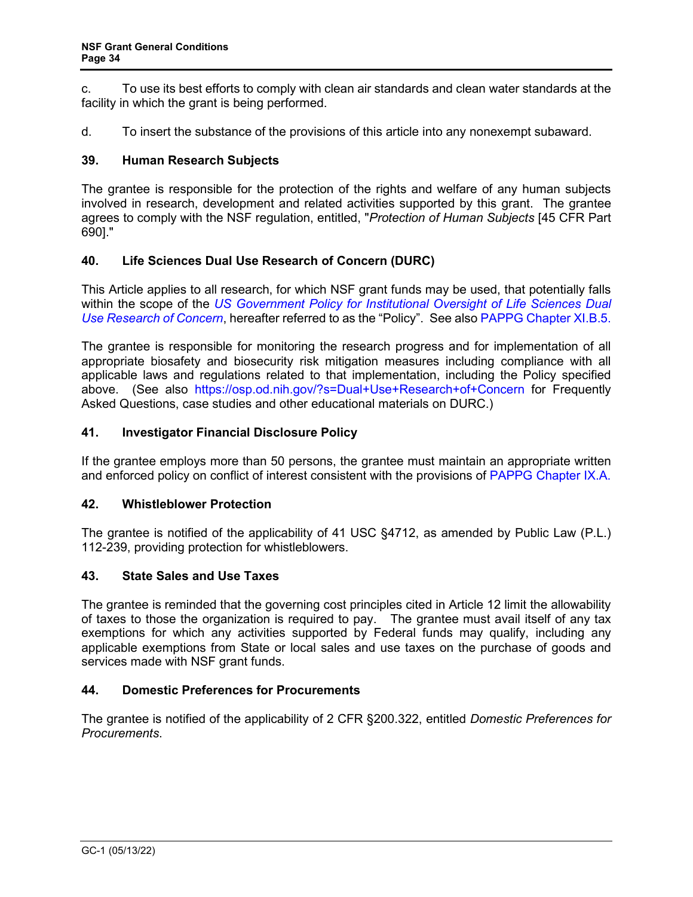c. To use its best efforts to comply with clean air standards and clean water standards at the facility in which the grant is being performed.

d. To insert the substance of the provisions of this article into any nonexempt subaward.

### 39. Human Research Subjects

The grantee is responsible for the protection of the rights and welfare of any human subjects involved in research, development and related activities supported by this grant. The grantee agrees to comply with the NSF regulation, entitled, "*Protection of Human Subjects* [45 CFR Part 690]."

### 40. Life Sciences Dual Use Research of Concern (DURC)

This Article applies to all research, for which NSF grant funds may be used, that potentially falls within the scope of the *US Government Policy for Institutional Oversight of Life Sciences Dual Use Research of Concern*, hereafter referred to as the "Policy". See also PAPPG Chapter XI.B.5.

The grantee is responsible for monitoring the research progress and for implementation of all appropriate biosafety and biosecurity risk mitigation measures including compliance with all applicable laws and regulations related to that implementation, including the Policy specified above. (See also https://osp.od.nih.gov/?s=Dual+Use+Research+of+Concern for Frequently Asked Questions, case studies and other educational materials on DURC.)

### 41. Investigator Financial Disclosure Policy

If the grantee employs more than 50 persons, the grantee must maintain an appropriate written and enforced policy on conflict of interest consistent with the provisions of PAPPG Chapter IX.A.

### 42. Whistleblower Protection

The grantee is notified of the applicability of 41 USC §4712, as amended by Public Law (P.L.) 112-239, providing protection for whistleblowers.

### 43. State Sales and Use Taxes

The grantee is reminded that the governing cost principles cited in Article 12 limit the allowability of taxes to those the organization is required to pay. The grantee must avail itself of any tax exemptions for which any activities supported by Federal funds may qualify, including any applicable exemptions from State or local sales and use taxes on the purchase of goods and services made with NSF grant funds.

### 44. Domestic Preferences for Procurements

The grantee is notified of the applicability of 2 CFR §200.322, entitled *Domestic Preferences for Procurements*.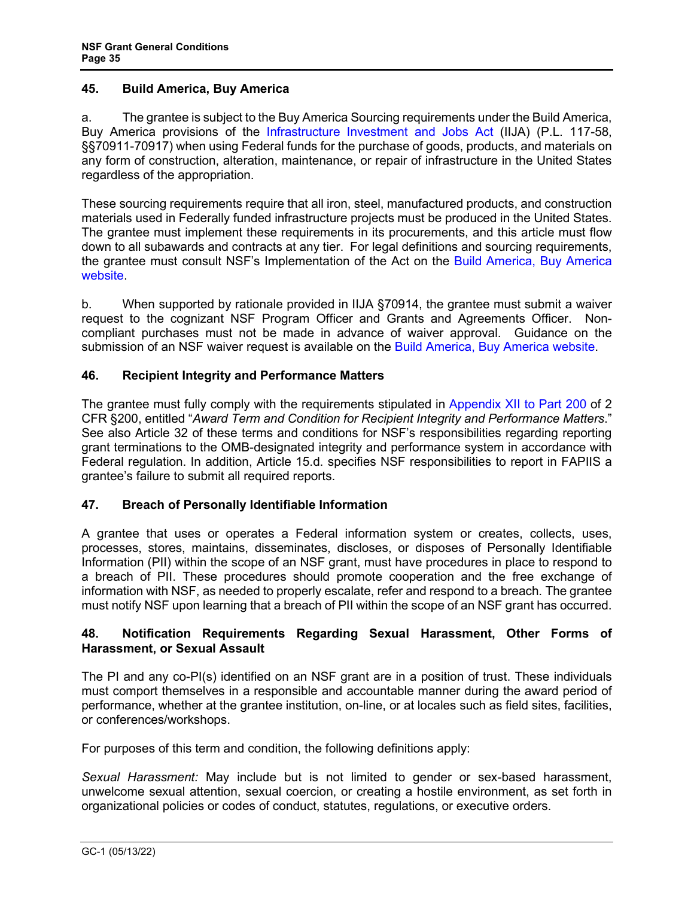## 45. Build America, Buy America

a. The grantee is subject to the Buy America Sourcing requirements under the Build America, Buy America provisions of the Infrastructure Investment and Jobs Act (IIJA) (P.L. 117-58, §§70911-70917) when using Federal funds for the purchase of goods, products, and materials on any form of construction, alteration, maintenance, or repair of infrastructure in the United States regardless of the appropriation.

These sourcing requirements require that all iron, steel, manufactured products, and construction materials used in Federally funded infrastructure projects must be produced in the United States. The grantee must implement these requirements in its procurements, and this article must flow down to all subawards and contracts at any tier. For legal definitions and sourcing requirements, the grantee must consult NSF's Implementation of the Act on the Build America, Buy America website.

b. When supported by rationale provided in IIJA §70914, the grantee must submit a waiver request to the cognizant NSF Program Officer and Grants and Agreements Officer. Non-compliant purchases must not be made in advance of waiver approval. Guidance on the submission of an NSF waiver request is available on the Build America, Buy America website.

## 46. Recipient Integrity and Performance Matters

The grantee must fully comply with the requirements stipulated in Appendix XII to Part 200 of 2 CFR §200, entitled "*Award Term and Condition for Recipient Integrity and Performance Matters*." See also Article 32 of these terms and conditions for NSF's responsibilities regarding reporting grant terminations to the OMB-designated integrity and performance system in accordance with Federal regulation. In addition, Article 15.d. specifies NSF responsibilities to report in FAPIIS a grantee's failure to submit all required reports.

## 47. Breach of Personally Identifiable Information

A grantee that uses or operates a Federal information system or creates, collects, uses, processes, stores, maintains, disseminates, discloses, or disposes of Personally Identifiable Information (PII) within the scope of an NSF grant, must have procedures in place to respond to a breach of PII. These procedures should promote cooperation and the free exchange of information with NSF, as needed to properly escalate, refer and respond to a breach. The grantee must notify NSF upon learning that a breach of PII within the scope of an NSF grant has occurred.

## 48. Notification Requirements Regarding Sexual Harassment, Other Forms of Harassment, or Sexual Assault

The PI and any co-PI(s) identified on an NSF grant are in a position of trust. These individuals must comport themselves in a responsible and accountable manner during the award period of performance, whether at the grantee institution, on-line, or at locales such as field sites, facilities, or conferences/workshops.

For purposes of this term and condition, the following definitions apply:

*Sexual Harassment:* May include but is not limited to gender or sex-based harassment, unwelcome sexual attention, sexual coercion, or creating a hostile environment, as set forth in organizational policies or codes of conduct, statutes, regulations, or executive orders.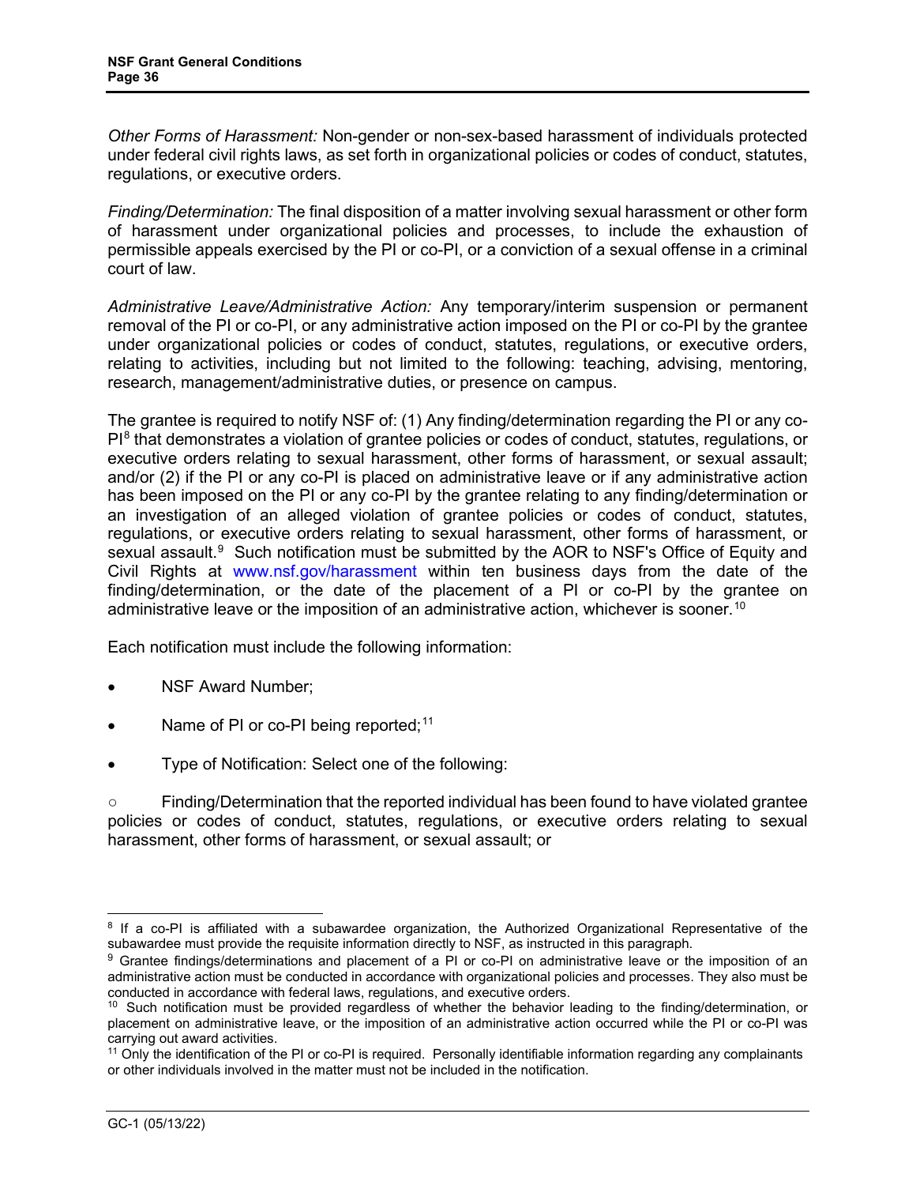*Other Forms of Harassment:* Non-gender or non-sex-based harassment of individuals protected under federal civil rights laws, as set forth in organizational policies or codes of conduct, statutes, regulations, or executive orders.

*Finding/Determination:* The final disposition of a matter involving sexual harassment or other form of harassment under organizational policies and processes, to include the exhaustion of permissible appeals exercised by the PI or co-PI, or a conviction of a sexual offense in a criminal court of law.

*Administrative Leave/Administrative Action:* Any temporary/interim suspension or permanent removal of the PI or co-PI, or any administrative action imposed on the PI or co-PI by the grantee under organizational policies or codes of conduct, statutes, regulations, or executive orders, relating to activities, including but not limited to the following: teaching, advising, mentoring, research, management/administrative duties, or presence on campus.

The grantee is required to notify NSF of: (1) Any finding/determination regarding the PI or any co-PI[8] that demonstrates a violation of grantee policies or codes of conduct, statutes, regulations, or executive orders relating to sexual harassment, other forms of harassment, or sexual assault; and/or (2) if the PI or any co-PI is placed on administrative leave or if any administrative action has been imposed on the PI or any co-PI by the grantee relating to any finding/determination or an investigation of an alleged violation of grantee policies or codes of conduct, statutes, regulations, or executive orders relating to sexual harassment, other forms of harassment, or sexual assault.[9] Such notification must be submitted by the AOR to NSF's Office of Equity and Civil Rights at www.nsf.gov/harassment within ten business days from the date of the finding/determination, or the date of the placement of a PI or co-PI by the grantee on administrative leave or the imposition of an administrative action, whichever is sooner.[10]

Each notification must include the following information:

- NSF Award Number;
- Name of PI or co-PI being reported;[11]
- Type of Notification: Select one of the following:

○ Finding/Determination that the reported individual has been found to have violated grantee policies or codes of conduct, statutes, regulations, or executive orders relating to sexual harassment, other forms of harassment, or sexual assault; or

---

[8] If a co-PI is affiliated with a subawardee organization, the Authorized Organizational Representative of the subawardee must provide the requisite information directly to NSF, as instructed in this paragraph.

[9] Grantee findings/determinations and placement of a PI or co-PI on administrative leave or the imposition of an administrative action must be conducted in accordance with organizational policies and processes. They also must be conducted in accordance with federal laws, regulations, and executive orders.

[10] Such notification must be provided regardless of whether the behavior leading to the finding/determination, or placement on administrative leave, or the imposition of an administrative action occurred while the PI or co-PI was carrying out award activities.

[11] Only the identification of the PI or co-PI is required. Personally identifiable information regarding any complainants or other individuals involved in the matter must not be included in the notification.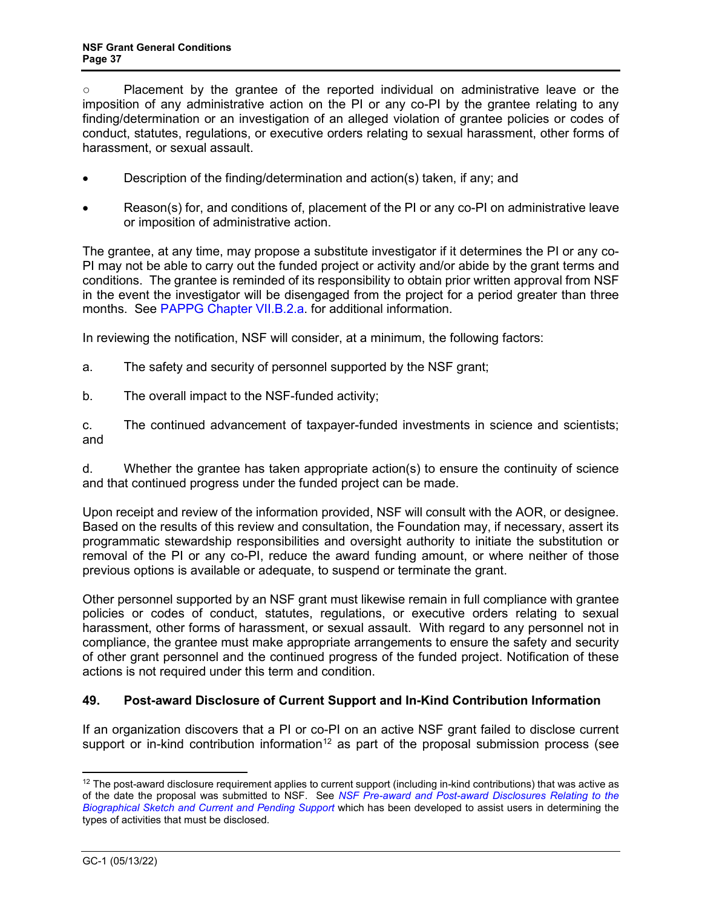○ Placement by the grantee of the reported individual on administrative leave or the imposition of any administrative action on the PI or any co-PI by the grantee relating to any finding/determination or an investigation of an alleged violation of grantee policies or codes of conduct, statutes, regulations, or executive orders relating to sexual harassment, other forms of harassment, or sexual assault.

- Description of the finding/determination and action(s) taken, if any; and
- Reason(s) for, and conditions of, placement of the PI or any co-PI on administrative leave or imposition of administrative action.

The grantee, at any time, may propose a substitute investigator if it determines the PI or any co-PI may not be able to carry out the funded project or activity and/or abide by the grant terms and conditions. The grantee is reminded of its responsibility to obtain prior written approval from NSF in the event the investigator will be disengaged from the project for a period greater than three months. See PAPPG Chapter VII.B.2.a. for additional information.

In reviewing the notification, NSF will consider, at a minimum, the following factors:

a. The safety and security of personnel supported by the NSF grant;

b. The overall impact to the NSF-funded activity;

c. The continued advancement of taxpayer-funded investments in science and scientists; and

d. Whether the grantee has taken appropriate action(s) to ensure the continuity of science and that continued progress under the funded project can be made.

Upon receipt and review of the information provided, NSF will consult with the AOR, or designee. Based on the results of this review and consultation, the Foundation may, if necessary, assert its programmatic stewardship responsibilities and oversight authority to initiate the substitution or removal of the PI or any co-PI, reduce the award funding amount, or where neither of those previous options is available or adequate, to suspend or terminate the grant.

Other personnel supported by an NSF grant must likewise remain in full compliance with grantee policies or codes of conduct, statutes, regulations, or executive orders relating to sexual harassment, other forms of harassment, or sexual assault. With regard to any personnel not in compliance, the grantee must make appropriate arrangements to ensure the safety and security of other grant personnel and the continued progress of the funded project. Notification of these actions is not required under this term and condition.

### 49. Post-award Disclosure of Current Support and In-Kind Contribution Information

If an organization discovers that a PI or co-PI on an active NSF grant failed to disclose current support or in-kind contribution information[12] as part of the proposal submission process (see

[12] The post-award disclosure requirement applies to current support (including in-kind contributions) that was active as of the date the proposal was submitted to NSF. See *NSF Pre-award and Post-award Disclosures Relating to the Biographical Sketch and Current and Pending Support* which has been developed to assist users in determining the types of activities that must be disclosed.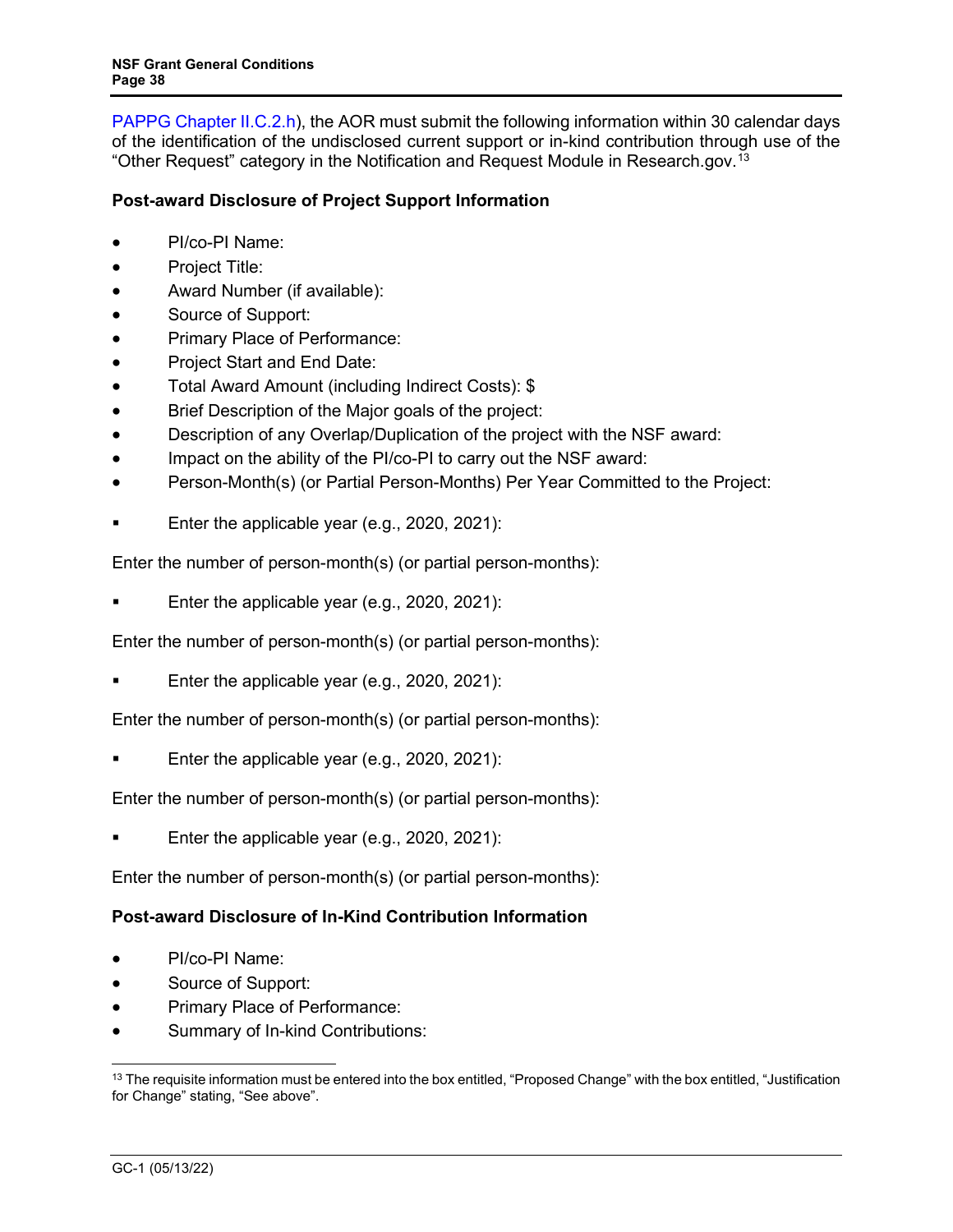PAPPG Chapter II.C.2.h), the AOR must submit the following information within 30 calendar days of the identification of the undisclosed current support or in-kind contribution through use of the "Other Request" category in the Notification and Request Module in Research.gov.[13]

**Post-award Disclosure of Project Support Information**

- PI/co-PI Name:
- Project Title:
- Award Number (if available):
- Source of Support:
- Primary Place of Performance:
- Project Start and End Date:
- Total Award Amount (including Indirect Costs): $
- Brief Description of the Major goals of the project:
- Description of any Overlap/Duplication of the project with the NSF award:
- Impact on the ability of the PI/co-PI to carry out the NSF award:
- Person-Month(s) (or Partial Person-Months) Per Year Committed to the Project:

- Enter the applicable year (e.g., 2020, 2021):

Enter the number of person-month(s) (or partial person-months):

- Enter the applicable year (e.g., 2020, 2021):

Enter the number of person-month(s) (or partial person-months):

- Enter the applicable year (e.g., 2020, 2021):

Enter the number of person-month(s) (or partial person-months):

- Enter the applicable year (e.g., 2020, 2021):

Enter the number of person-month(s) (or partial person-months):

- Enter the applicable year (e.g., 2020, 2021):

Enter the number of person-month(s) (or partial person-months):

**Post-award Disclosure of In-Kind Contribution Information**

- PI/co-PI Name:
- Source of Support:
- Primary Place of Performance:
- Summary of In-kind Contributions:

[13] The requisite information must be entered into the box entitled, "Proposed Change" with the box entitled, "Justification for Change" stating, "See above".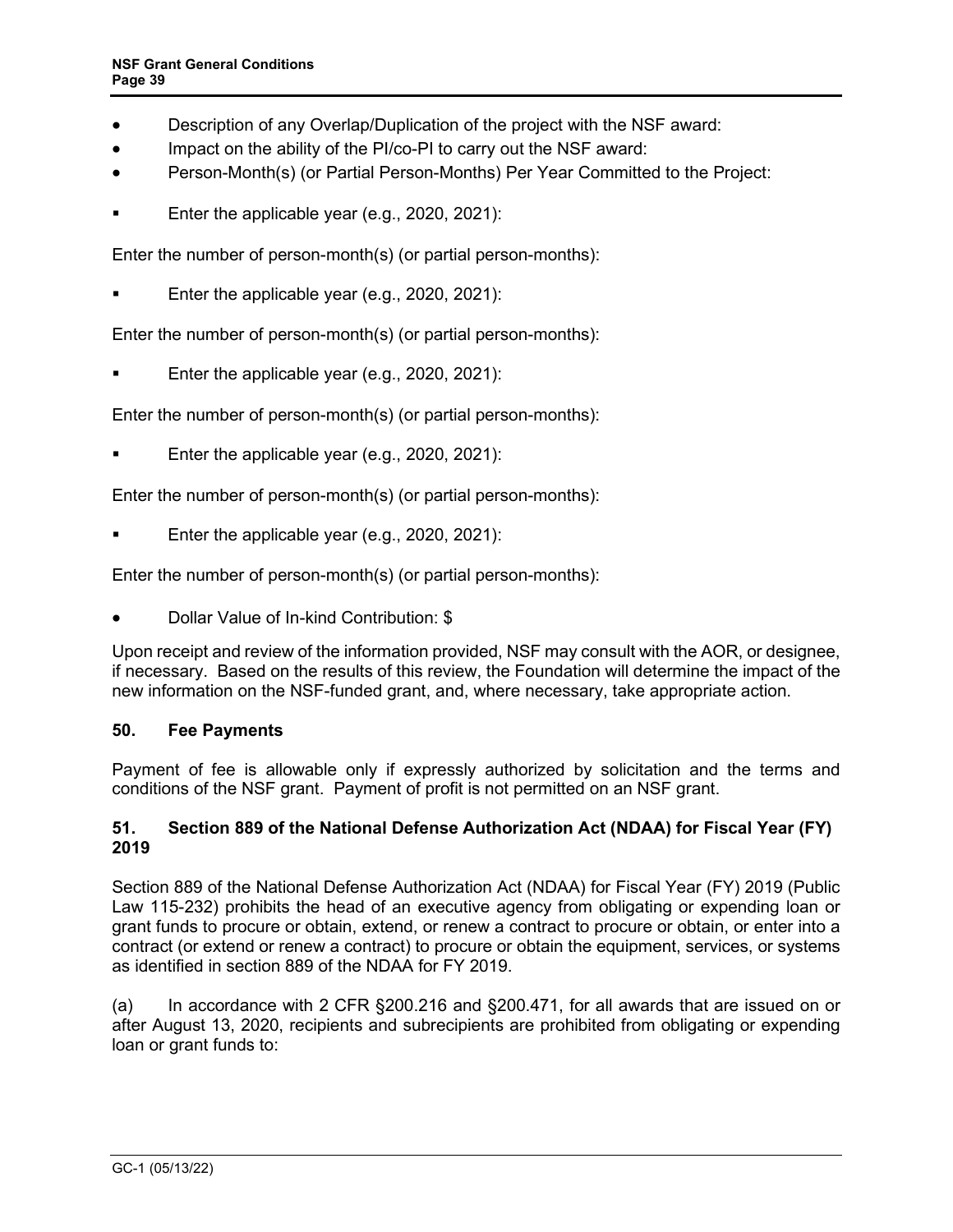- Description of any Overlap/Duplication of the project with the NSF award:
- Impact on the ability of the PI/co-PI to carry out the NSF award:
- Person-Month(s) (or Partial Person-Months) Per Year Committed to the Project:

  - Enter the applicable year (e.g., 2020, 2021):

  Enter the number of person-month(s) (or partial person-months):

  - Enter the applicable year (e.g., 2020, 2021):

  Enter the number of person-month(s) (or partial person-months):

  - Enter the applicable year (e.g., 2020, 2021):

  Enter the number of person-month(s) (or partial person-months):

  - Enter the applicable year (e.g., 2020, 2021):

  Enter the number of person-month(s) (or partial person-months):

  - Enter the applicable year (e.g., 2020, 2021):

  Enter the number of person-month(s) (or partial person-months):

- Dollar Value of In-kind Contribution: $

Upon receipt and review of the information provided, NSF may consult with the AOR, or designee, if necessary. Based on the results of this review, the Foundation will determine the impact of the new information on the NSF-funded grant, and, where necessary, take appropriate action.

### 50. Fee Payments

Payment of fee is allowable only if expressly authorized by solicitation and the terms and conditions of the NSF grant. Payment of profit is not permitted on an NSF grant.

### 51. Section 889 of the National Defense Authorization Act (NDAA) for Fiscal Year (FY) 2019

Section 889 of the National Defense Authorization Act (NDAA) for Fiscal Year (FY) 2019 (Public Law 115-232) prohibits the head of an executive agency from obligating or expending loan or grant funds to procure or obtain, extend, or renew a contract to procure or obtain, or enter into a contract (or extend or renew a contract) to procure or obtain the equipment, services, or systems as identified in section 889 of the NDAA for FY 2019.

(a) In accordance with 2 CFR §200.216 and §200.471, for all awards that are issued on or after August 13, 2020, recipients and subrecipients are prohibited from obligating or expending loan or grant funds to: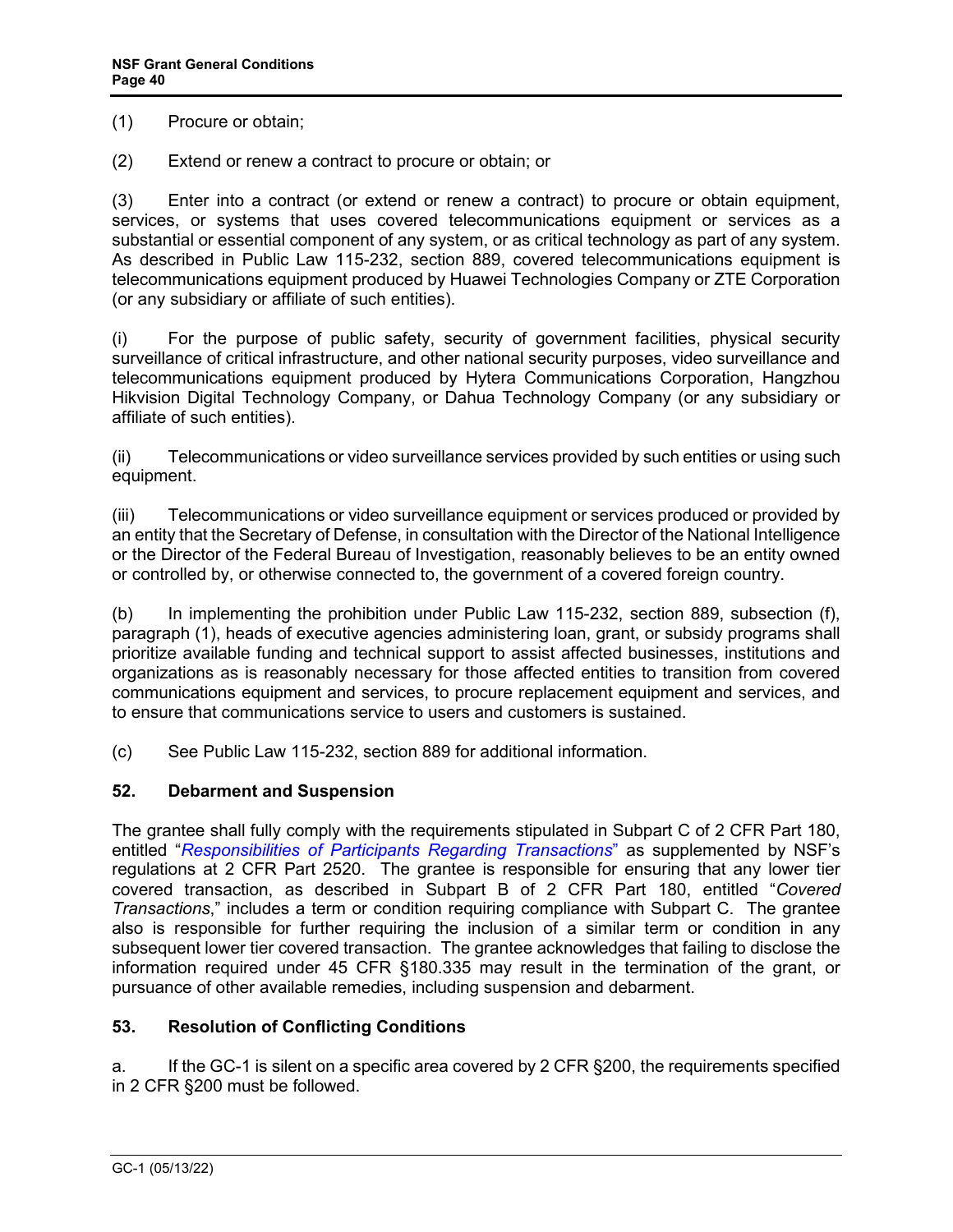(1) Procure or obtain;

(2) Extend or renew a contract to procure or obtain; or

(3) Enter into a contract (or extend or renew a contract) to procure or obtain equipment, services, or systems that uses covered telecommunications equipment or services as a substantial or essential component of any system, or as critical technology as part of any system. As described in Public Law 115-232, section 889, covered telecommunications equipment is telecommunications equipment produced by Huawei Technologies Company or ZTE Corporation (or any subsidiary or affiliate of such entities).

(i) For the purpose of public safety, security of government facilities, physical security surveillance of critical infrastructure, and other national security purposes, video surveillance and telecommunications equipment produced by Hytera Communications Corporation, Hangzhou Hikvision Digital Technology Company, or Dahua Technology Company (or any subsidiary or affiliate of such entities).

(ii) Telecommunications or video surveillance services provided by such entities or using such equipment.

(iii) Telecommunications or video surveillance equipment or services produced or provided by an entity that the Secretary of Defense, in consultation with the Director of the National Intelligence or the Director of the Federal Bureau of Investigation, reasonably believes to be an entity owned or controlled by, or otherwise connected to, the government of a covered foreign country.

(b) In implementing the prohibition under Public Law 115-232, section 889, subsection (f), paragraph (1), heads of executive agencies administering loan, grant, or subsidy programs shall prioritize available funding and technical support to assist affected businesses, institutions and organizations as is reasonably necessary for those affected entities to transition from covered communications equipment and services, to procure replacement equipment and services, and to ensure that communications service to users and customers is sustained.

(c) See Public Law 115-232, section 889 for additional information.

## 52. Debarment and Suspension

The grantee shall fully comply with the requirements stipulated in Subpart C of 2 CFR Part 180, entitled "*Responsibilities of Participants Regarding Transactions*" as supplemented by NSF's regulations at 2 CFR Part 2520. The grantee is responsible for ensuring that any lower tier covered transaction, as described in Subpart B of 2 CFR Part 180, entitled "*Covered Transactions*," includes a term or condition requiring compliance with Subpart C. The grantee also is responsible for further requiring the inclusion of a similar term or condition in any subsequent lower tier covered transaction. The grantee acknowledges that failing to disclose the information required under 45 CFR §180.335 may result in the termination of the grant, or pursuance of other available remedies, including suspension and debarment.

## 53. Resolution of Conflicting Conditions

a. If the GC-1 is silent on a specific area covered by 2 CFR §200, the requirements specified in 2 CFR §200 must be followed.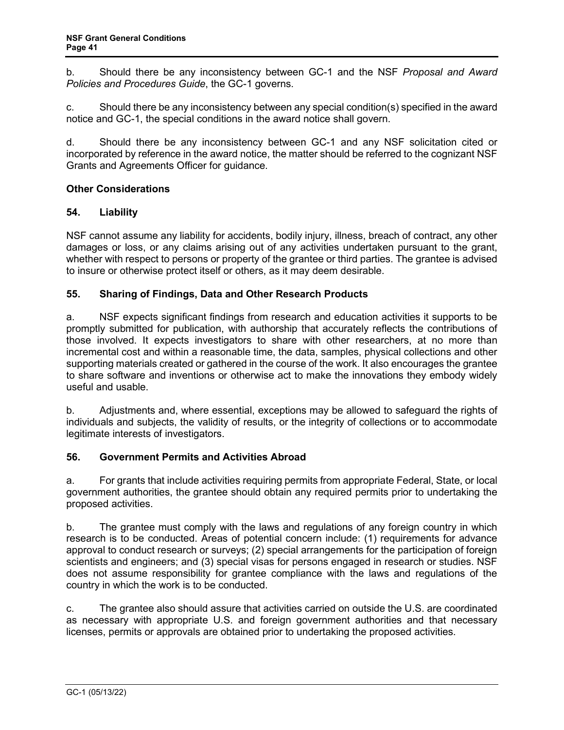b. Should there be any inconsistency between GC-1 and the NSF *Proposal and Award Policies and Procedures Guide*, the GC-1 governs.

c. Should there be any inconsistency between any special condition(s) specified in the award notice and GC-1, the special conditions in the award notice shall govern.

d. Should there be any inconsistency between GC-1 and any NSF solicitation cited or incorporated by reference in the award notice, the matter should be referred to the cognizant NSF Grants and Agreements Officer for guidance.

## Other Considerations

### 54. Liability

NSF cannot assume any liability for accidents, bodily injury, illness, breach of contract, any other damages or loss, or any claims arising out of any activities undertaken pursuant to the grant, whether with respect to persons or property of the grantee or third parties. The grantee is advised to insure or otherwise protect itself or others, as it may deem desirable.

### 55. Sharing of Findings, Data and Other Research Products

a. NSF expects significant findings from research and education activities it supports to be promptly submitted for publication, with authorship that accurately reflects the contributions of those involved. It expects investigators to share with other researchers, at no more than incremental cost and within a reasonable time, the data, samples, physical collections and other supporting materials created or gathered in the course of the work. It also encourages the grantee to share software and inventions or otherwise act to make the innovations they embody widely useful and usable.

b. Adjustments and, where essential, exceptions may be allowed to safeguard the rights of individuals and subjects, the validity of results, or the integrity of collections or to accommodate legitimate interests of investigators.

### 56. Government Permits and Activities Abroad

a. For grants that include activities requiring permits from appropriate Federal, State, or local government authorities, the grantee should obtain any required permits prior to undertaking the proposed activities.

b. The grantee must comply with the laws and regulations of any foreign country in which research is to be conducted. Areas of potential concern include: (1) requirements for advance approval to conduct research or surveys; (2) special arrangements for the participation of foreign scientists and engineers; and (3) special visas for persons engaged in research or studies. NSF does not assume responsibility for grantee compliance with the laws and regulations of the country in which the work is to be conducted.

c. The grantee also should assure that activities carried on outside the U.S. are coordinated as necessary with appropriate U.S. and foreign government authorities and that necessary licenses, permits or approvals are obtained prior to undertaking the proposed activities.